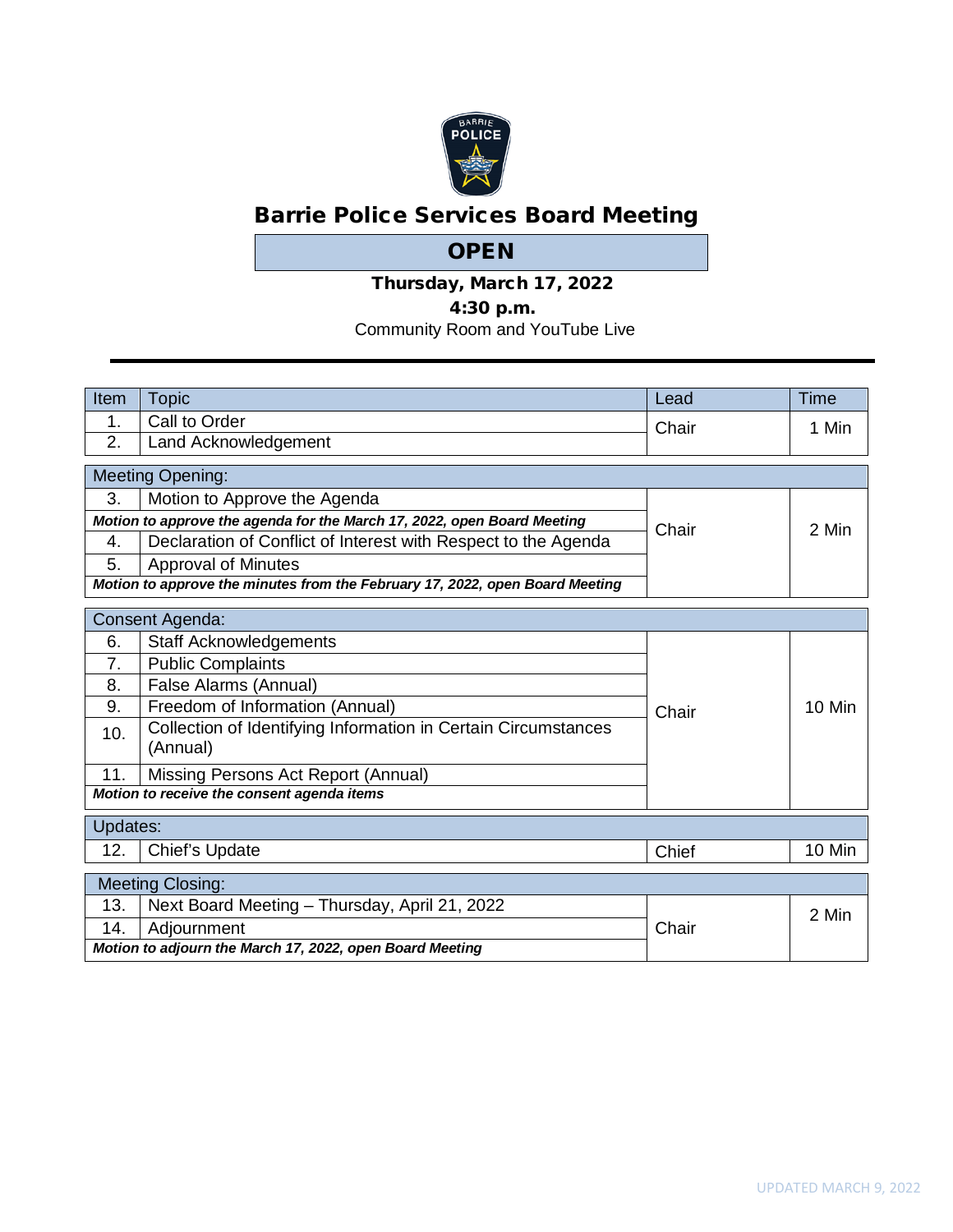# Barrie Police Services Board Meeting

## OPEN

**Thursday, March 17, 2022**

**4:30 p.m.**

Community Room and YouTube Live

| Item | Topic | Lead | Time |
|---|---|---|---|
| 1. | Call to Order | Chair | 1 Min |
| 2. | Land Acknowledgement | | |
| **Meeting Opening:** | | | |
| 3. | Motion to Approve the Agenda | Chair | 2 Min |
| | ***Motion to approve the agenda for the March 17, 2022, open Board Meeting*** | | |
| 4. | Declaration of Conflict of Interest with Respect to the Agenda | | |
| 5. | Approval of Minutes | | |
| | ***Motion to approve the minutes from the February 17, 2022, open Board Meeting*** | | |
| **Consent Agenda:** | | | |
| 6. | Staff Acknowledgements | Chair | 10 Min |
| 7. | Public Complaints | | |
| 8. | False Alarms (Annual) | | |
| 9. | Freedom of Information (Annual) | | |
| 10. | Collection of Identifying Information in Certain Circumstances (Annual) | | |
| 11. | Missing Persons Act Report (Annual) | | |
| | ***Motion to receive the consent agenda items*** | | |
| **Updates:** | | | |
| 12. | Chief's Update | Chief | 10 Min |
| **Meeting Closing:** | | | |
| 13. | Next Board Meeting – Thursday, April 21, 2022 | Chair | 2 Min |
| 14. | Adjournment | | |
| | ***Motion to adjourn the March 17, 2022, open Board Meeting*** | | |

UPDATED MARCH 9, 2022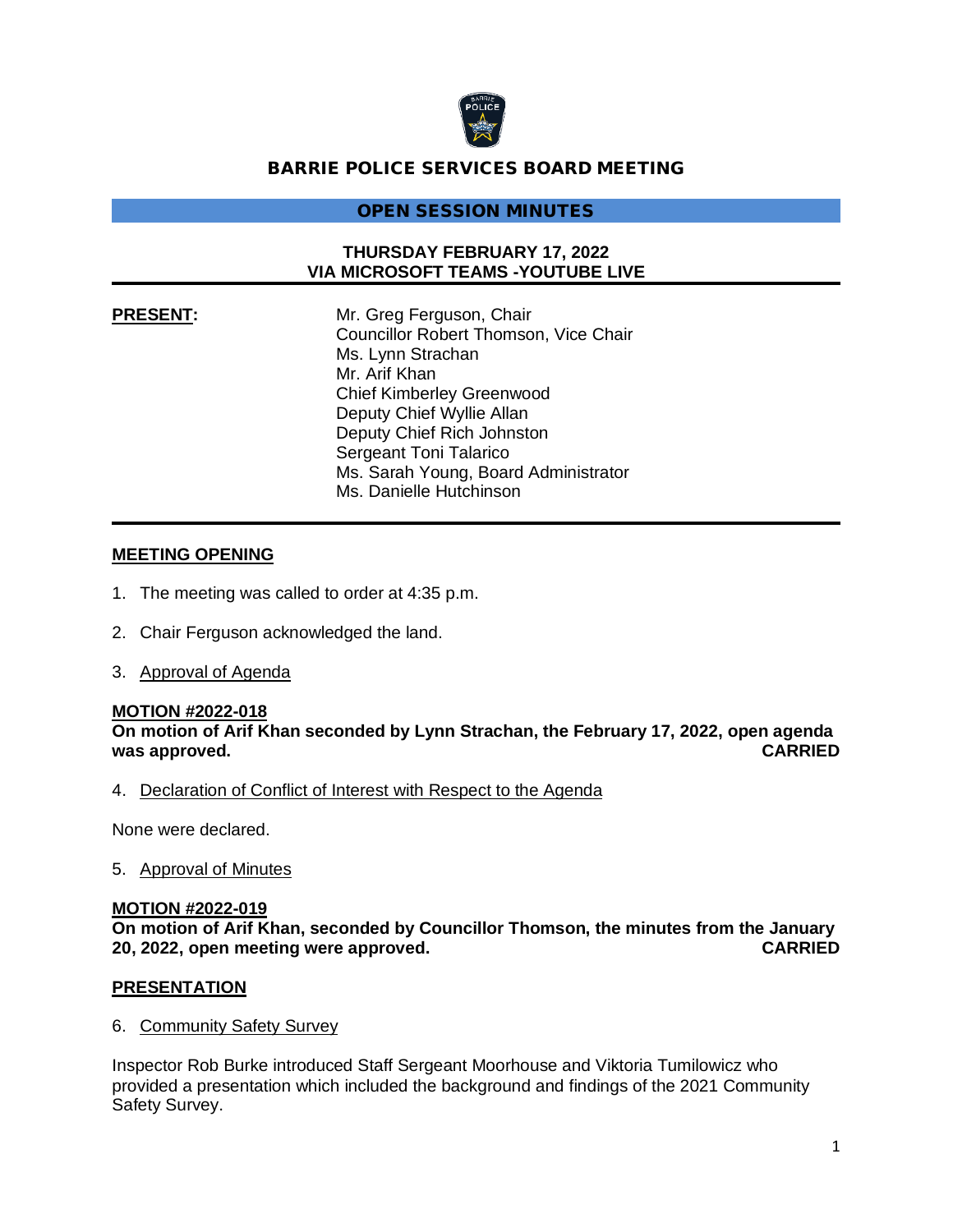# BARRIE POLICE SERVICES BOARD MEETING

## OPEN SESSION MINUTES

**THURSDAY FEBRUARY 17, 2022**
**VIA MICROSOFT TEAMS -YOUTUBE LIVE**

**PRESENT:**

Mr. Greg Ferguson, Chair
Councillor Robert Thomson, Vice Chair
Ms. Lynn Strachan
Mr. Arif Khan
Chief Kimberley Greenwood
Deputy Chief Wyllie Allan
Deputy Chief Rich Johnston
Sergeant Toni Talarico
Ms. Sarah Young, Board Administrator
Ms. Danielle Hutchinson

## MEETING OPENING

1. The meeting was called to order at 4:35 p.m.

2. Chair Ferguson acknowledged the land.

3. Approval of Agenda

**MOTION #2022-018**
**On motion of Arif Khan seconded by Lynn Strachan, the February 17, 2022, open agenda was approved. CARRIED**

4. Declaration of Conflict of Interest with Respect to the Agenda

None were declared.

5. Approval of Minutes

**MOTION #2022-019**
**On motion of Arif Khan, seconded by Councillor Thomson, the minutes from the January 20, 2022, open meeting were approved. CARRIED**

## PRESENTATION

6. Community Safety Survey

Inspector Rob Burke introduced Staff Sergeant Moorhouse and Viktoria Tumilowicz who provided a presentation which included the background and findings of the 2021 Community Safety Survey.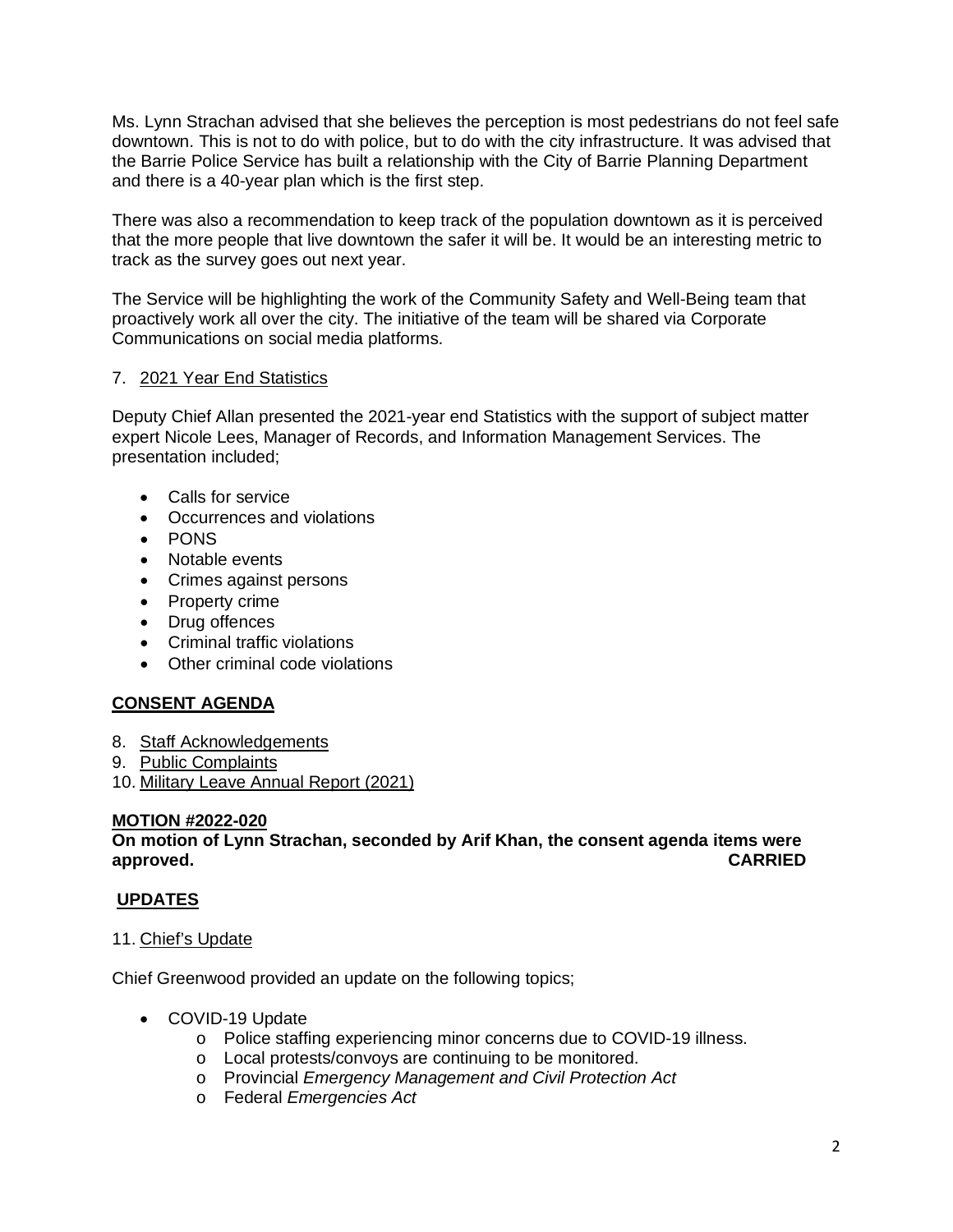Ms. Lynn Strachan advised that she believes the perception is most pedestrians do not feel safe downtown. This is not to do with police, but to do with the city infrastructure. It was advised that the Barrie Police Service has built a relationship with the City of Barrie Planning Department and there is a 40-year plan which is the first step.

There was also a recommendation to keep track of the population downtown as it is perceived that the more people that live downtown the safer it will be. It would be an interesting metric to track as the survey goes out next year.

The Service will be highlighting the work of the Community Safety and Well-Being team that proactively work all over the city. The initiative of the team will be shared via Corporate Communications on social media platforms.

7. 2021 Year End Statistics

Deputy Chief Allan presented the 2021-year end Statistics with the support of subject matter expert Nicole Lees, Manager of Records, and Information Management Services. The presentation included;

- Calls for service
- Occurrences and violations
- PONS
- Notable events
- Crimes against persons
- Property crime
- Drug offences
- Criminal traffic violations
- Other criminal code violations

## CONSENT AGENDA

8. Staff Acknowledgements
9. Public Complaints
10. Military Leave Annual Report (2021)

**MOTION #2022-020**
**On motion of Lynn Strachan, seconded by Arif Khan, the consent agenda items were approved. CARRIED**

## UPDATES

11. Chief's Update

Chief Greenwood provided an update on the following topics;

- COVID-19 Update
  - Police staffing experiencing minor concerns due to COVID-19 illness.
  - Local protests/convoys are continuing to be monitored.
  - Provincial *Emergency Management and Civil Protection Act*
  - Federal *Emergencies Act*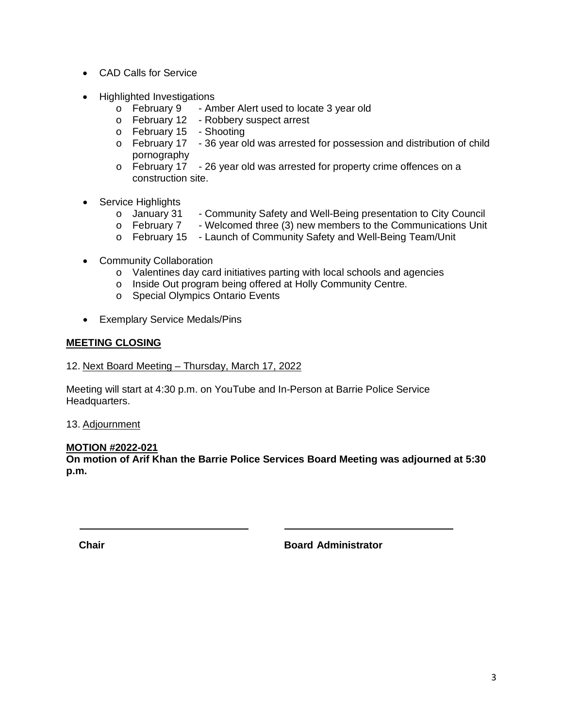- CAD Calls for Service

- Highlighted Investigations
  - February 9 - Amber Alert used to locate 3 year old
  - February 12 - Robbery suspect arrest
  - February 15 - Shooting
  - February 17 - 36 year old was arrested for possession and distribution of child pornography
  - February 17 - 26 year old was arrested for property crime offences on a construction site.

- Service Highlights
  - January 31 - Community Safety and Well-Being presentation to City Council
  - February 7 - Welcomed three (3) new members to the Communications Unit
  - February 15 - Launch of Community Safety and Well-Being Team/Unit

- Community Collaboration
  - Valentines day card initiatives parting with local schools and agencies
  - Inside Out program being offered at Holly Community Centre.
  - Special Olympics Ontario Events

- Exemplary Service Medals/Pins

**MEETING CLOSING**

12. Next Board Meeting – Thursday, March 17, 2022

Meeting will start at 4:30 p.m. on YouTube and In-Person at Barrie Police Service Headquarters.

13. Adjournment

**MOTION #2022-021**
**On motion of Arif Khan the Barrie Police Services Board Meeting was adjourned at 5:30 p.m.**

**Chair** **Board Administrator**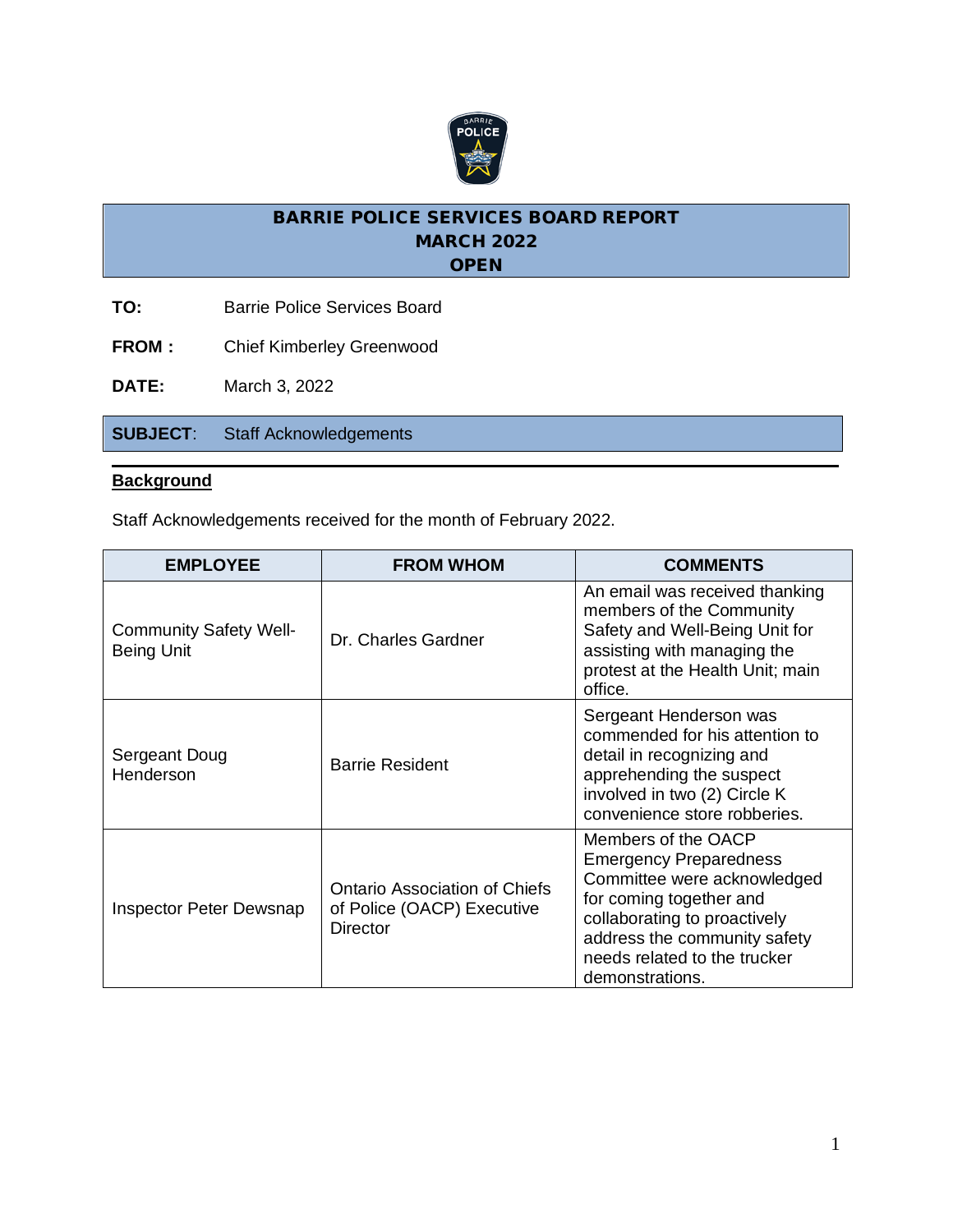# BARRIE POLICE SERVICES BOARD REPORT
## MARCH 2022
## OPEN

**TO:** Barrie Police Services Board

**FROM :** Chief Kimberley Greenwood

**DATE:** March 3, 2022

**SUBJECT**: Staff Acknowledgements

---

**Background**

Staff Acknowledgements received for the month of February 2022.

| EMPLOYEE | FROM WHOM | COMMENTS |
|---|---|---|
| Community Safety Well-Being Unit | Dr. Charles Gardner | An email was received thanking members of the Community Safety and Well-Being Unit for assisting with managing the protest at the Health Unit; main office. |
| Sergeant Doug Henderson | Barrie Resident | Sergeant Henderson was commended for his attention to detail in recognizing and apprehending the suspect involved in two (2) Circle K convenience store robberies. |
| Inspector Peter Dewsnap | Ontario Association of Chiefs of Police (OACP) Executive Director | Members of the OACP Emergency Preparedness Committee were acknowledged for coming together and collaborating to proactively address the community safety needs related to the trucker demonstrations. |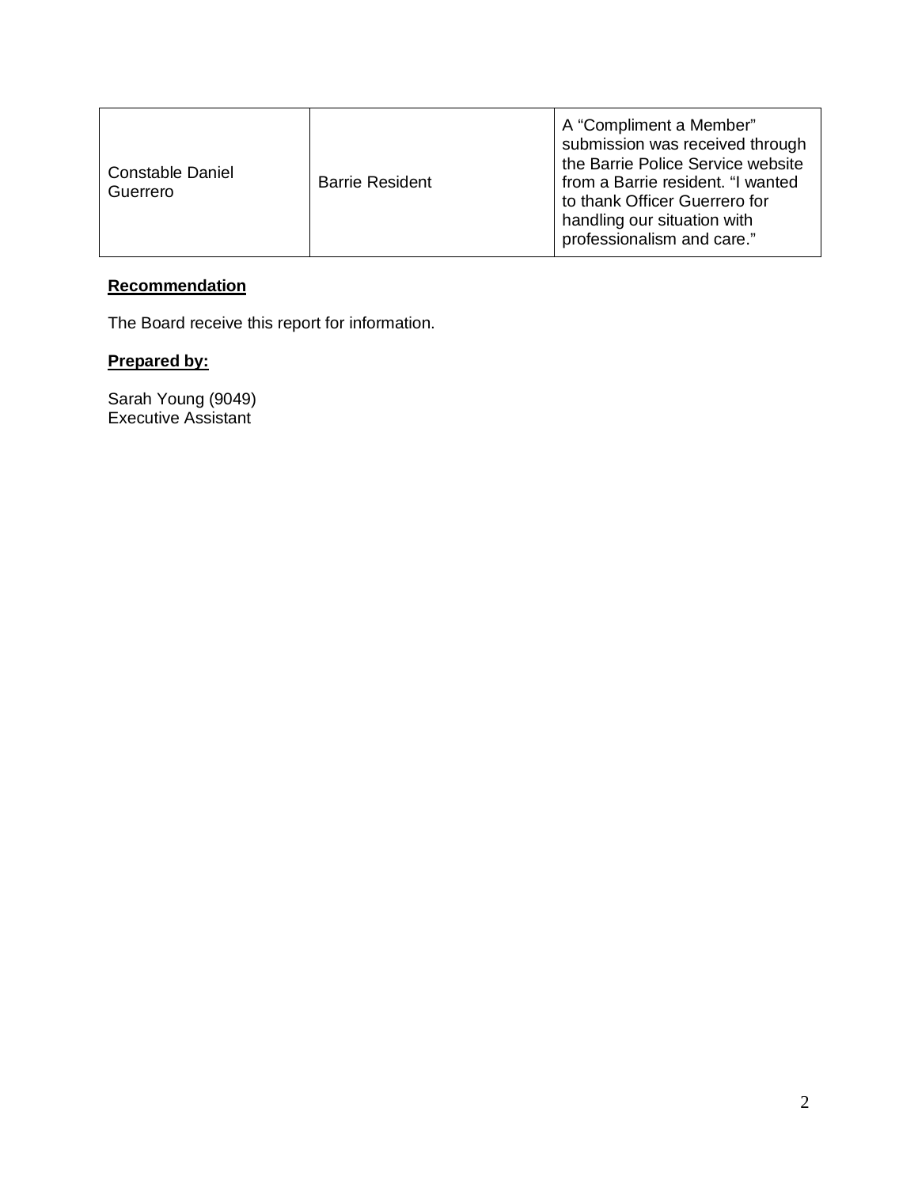| | | |
|---|---|---|
| Constable Daniel Guerrero | Barrie Resident | A “Compliment a Member” submission was received through the Barrie Police Service website from a Barrie resident. “I wanted to thank Officer Guerrero for handling our situation with professionalism and care.” |

**Recommendation**

The Board receive this report for information.

**Prepared by:**

Sarah Young (9049)
Executive Assistant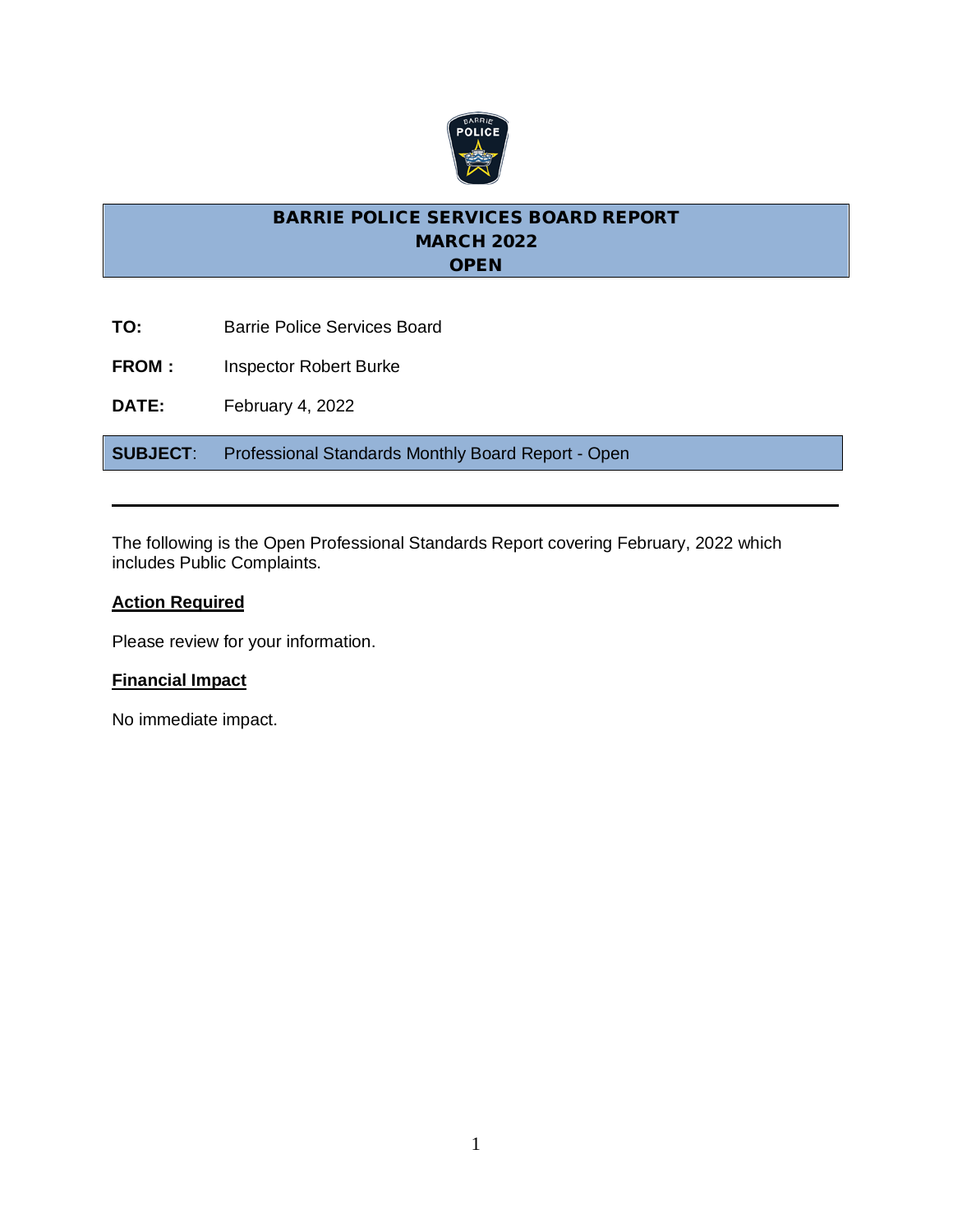# BARRIE POLICE SERVICES BOARD REPORT
## MARCH 2022
## OPEN

**TO:** Barrie Police Services Board

**FROM :** Inspector Robert Burke

**DATE:** February 4, 2022

**SUBJECT**: Professional Standards Monthly Board Report - Open

---

The following is the Open Professional Standards Report covering February, 2022 which includes Public Complaints.

**Action Required**

Please review for your information.

**Financial Impact**

No immediate impact.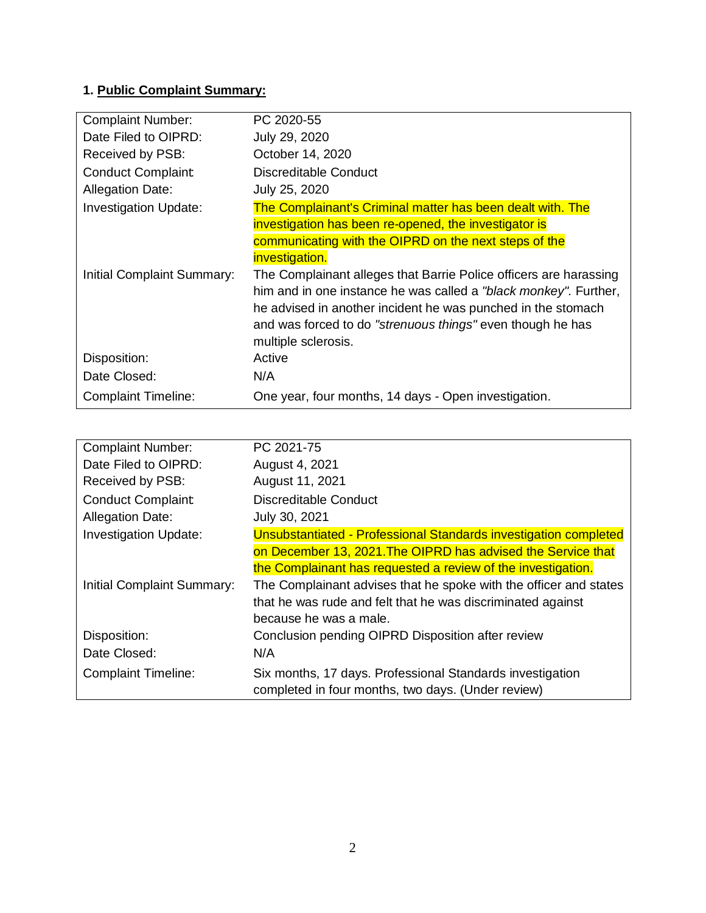## 1. Public Complaint Summary:

| Field | Details |
|---|---|
| Complaint Number: | PC 2020-55 |
| Date Filed to OIPRD: | July 29, 2020 |
| Received by PSB: | October 14, 2020 |
| Conduct Complaint | Discreditable Conduct |
| Allegation Date: | July 25, 2020 |
| Investigation Update: | The Complainant's Criminal matter has been dealt with. The investigation has been re-opened, the investigator is communicating with the OIPRD on the next steps of the investigation. |
| Initial Complaint Summary: | The Complainant alleges that Barrie Police officers are harassing him and in one instance he was called a *"black monkey".* Further, he advised in another incident he was punched in the stomach and was forced to do *"strenuous things"* even though he has multiple sclerosis. |
| Disposition: | Active |
| Date Closed: | N/A |
| Complaint Timeline: | One year, four months, 14 days - Open investigation. |

| Field | Details |
|---|---|
| Complaint Number: | PC 2021-75 |
| Date Filed to OIPRD: | August 4, 2021 |
| Received by PSB: | August 11, 2021 |
| Conduct Complaint | Discreditable Conduct |
| Allegation Date: | July 30, 2021 |
| Investigation Update: | Unsubstantiated - Professional Standards investigation completed on December 13, 2021.The OIPRD has advised the Service that the Complainant has requested a review of the investigation. |
| Initial Complaint Summary: | The Complainant advises that he spoke with the officer and states that he was rude and felt that he was discriminated against because he was a male. |
| Disposition: | Conclusion pending OIPRD Disposition after review |
| Date Closed: | N/A |
| Complaint Timeline: | Six months, 17 days. Professional Standards investigation completed in four months, two days. (Under review) |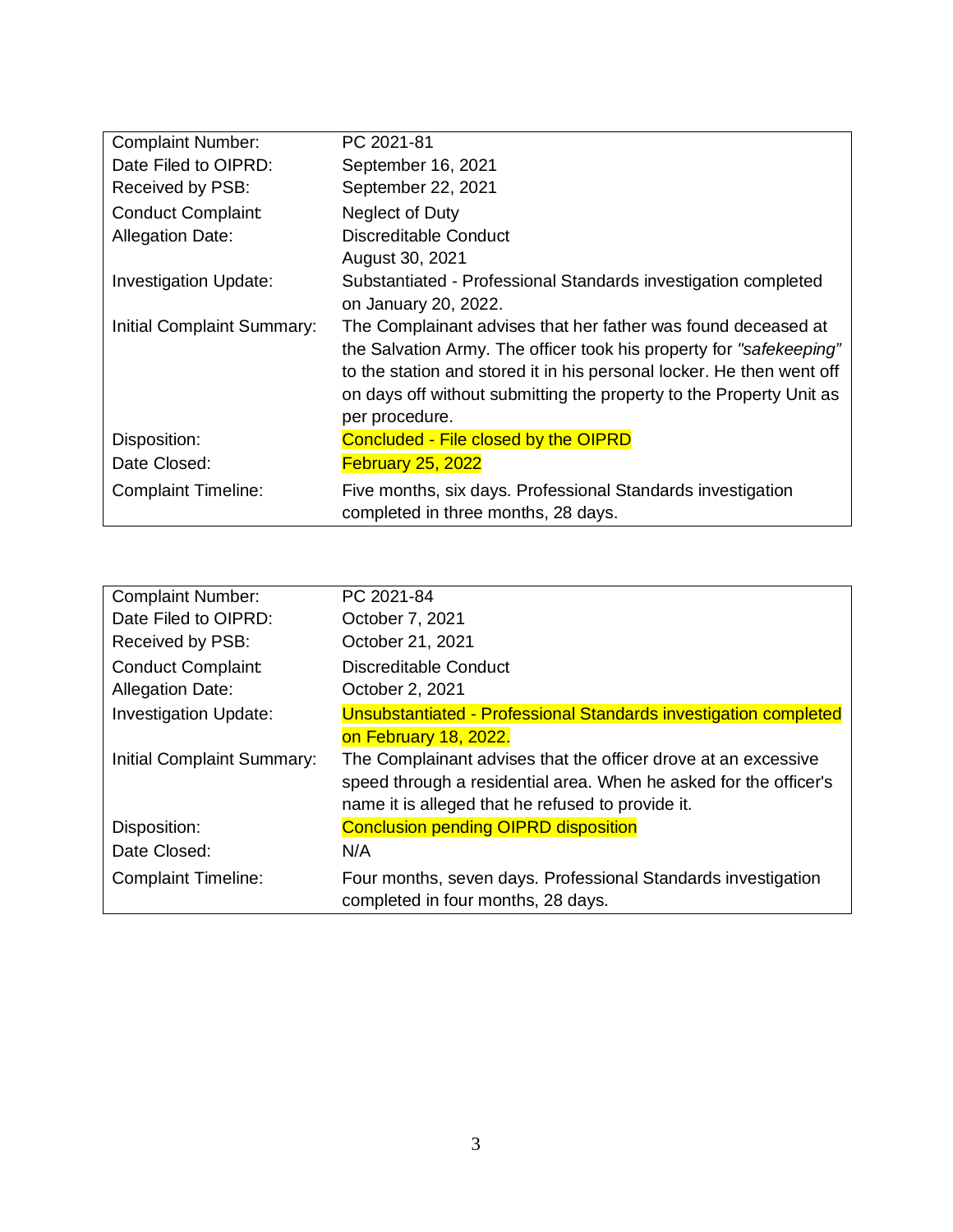| | |
|---|---|
| Complaint Number: | PC 2021-81 |
| Date Filed to OIPRD: | September 16, 2021 |
| Received by PSB: | September 22, 2021 |
| Conduct Complaint | Neglect of Duty<br>Discreditable Conduct |
| Allegation Date: | August 30, 2021 |
| Investigation Update: | Substantiated - Professional Standards investigation completed on January 20, 2022. |
| Initial Complaint Summary: | The Complainant advises that her father was found deceased at the Salvation Army. The officer took his property for *"safekeeping"* to the station and stored it in his personal locker. He then went off on days off without submitting the property to the Property Unit as per procedure. |
| Disposition: | Concluded - File closed by the OIPRD |
| Date Closed: | February 25, 2022 |
| Complaint Timeline: | Five months, six days. Professional Standards investigation completed in three months, 28 days. |

| | |
|---|---|
| Complaint Number: | PC 2021-84 |
| Date Filed to OIPRD: | October 7, 2021 |
| Received by PSB: | October 21, 2021 |
| Conduct Complaint | Discreditable Conduct |
| Allegation Date: | October 2, 2021 |
| Investigation Update: | Unsubstantiated - Professional Standards investigation completed on February 18, 2022. |
| Initial Complaint Summary: | The Complainant advises that the officer drove at an excessive speed through a residential area. When he asked for the officer's name it is alleged that he refused to provide it. |
| Disposition: | Conclusion pending OIPRD disposition |
| Date Closed: | N/A |
| Complaint Timeline: | Four months, seven days. Professional Standards investigation completed in four months, 28 days. |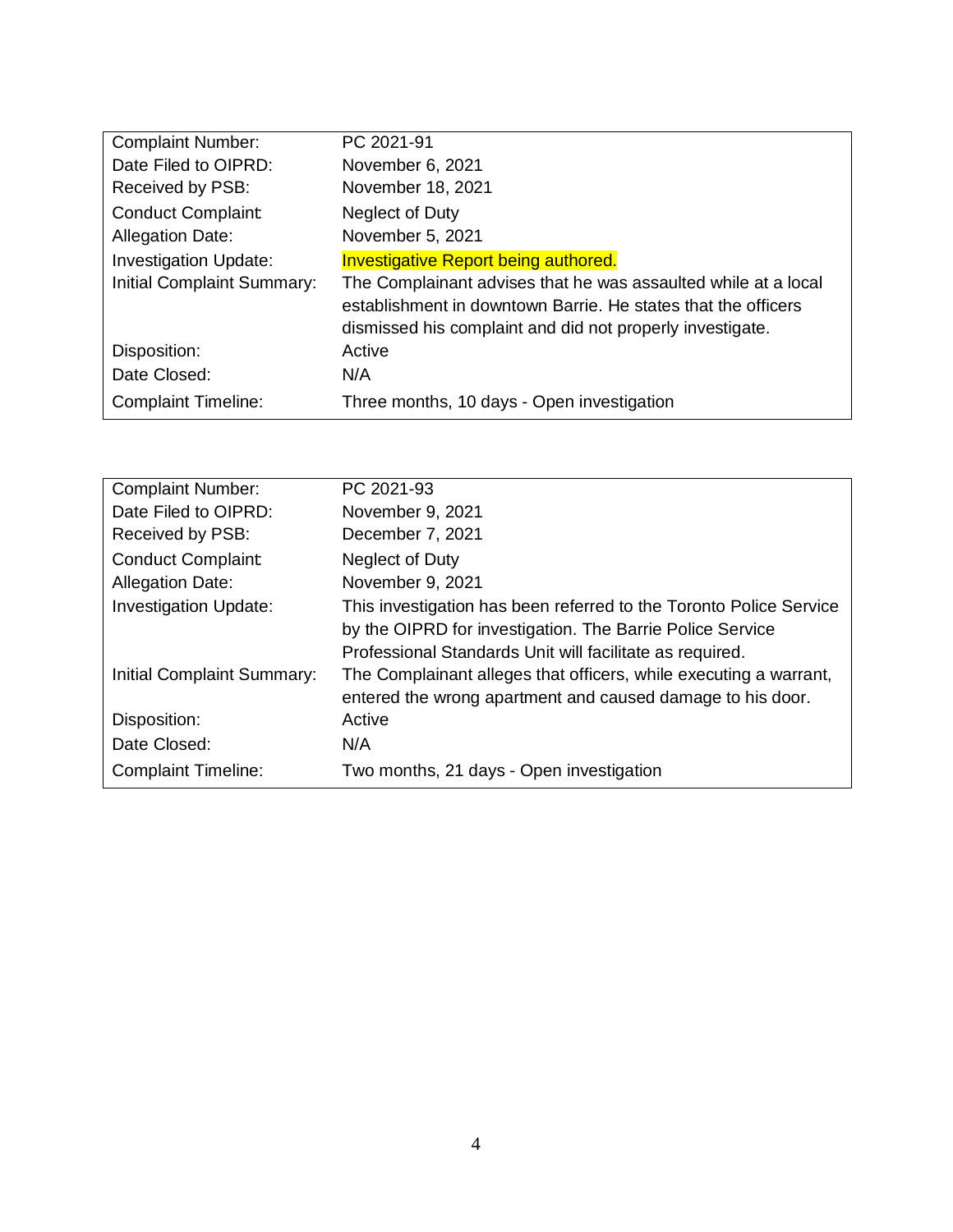| Complaint Number: | PC 2021-91 |
| --- | --- |
| Date Filed to OIPRD: | November 6, 2021 |
| Received by PSB: | November 18, 2021 |
| Conduct Complaint | Neglect of Duty |
| Allegation Date: | November 5, 2021 |
| Investigation Update: | Investigative Report being authored. |
| Initial Complaint Summary: | The Complainant advises that he was assaulted while at a local establishment in downtown Barrie. He states that the officers dismissed his complaint and did not properly investigate. |
| Disposition: | Active |
| Date Closed: | N/A |
| Complaint Timeline: | Three months, 10 days - Open investigation |

| Complaint Number: | PC 2021-93 |
| --- | --- |
| Date Filed to OIPRD: | November 9, 2021 |
| Received by PSB: | December 7, 2021 |
| Conduct Complaint | Neglect of Duty |
| Allegation Date: | November 9, 2021 |
| Investigation Update: | This investigation has been referred to the Toronto Police Service by the OIPRD for investigation. The Barrie Police Service Professional Standards Unit will facilitate as required. |
| Initial Complaint Summary: | The Complainant alleges that officers, while executing a warrant, entered the wrong apartment and caused damage to his door. |
| Disposition: | Active |
| Date Closed: | N/A |
| Complaint Timeline: | Two months, 21 days - Open investigation |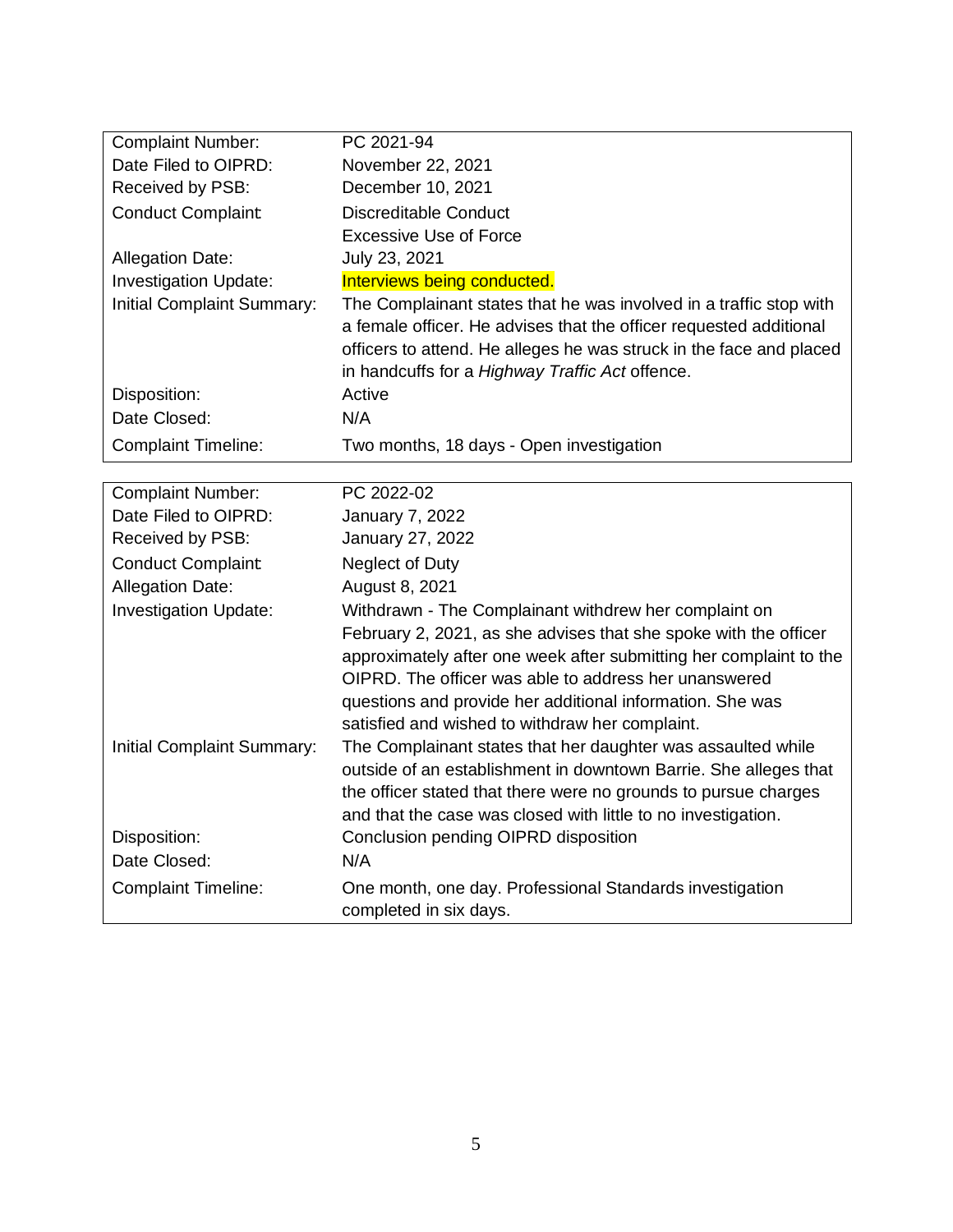| Complaint Number: | PC 2021-94 |
|---|---|
| Date Filed to OIPRD: | November 22, 2021 |
| Received by PSB: | December 10, 2021 |
| Conduct Complaint | Discreditable Conduct<br>Excessive Use of Force |
| Allegation Date: | July 23, 2021 |
| Investigation Update: | Interviews being conducted. |
| Initial Complaint Summary: | The Complainant states that he was involved in a traffic stop with a female officer. He advises that the officer requested additional officers to attend. He alleges he was struck in the face and placed in handcuffs for a *Highway Traffic Act* offence. |
| Disposition: | Active |
| Date Closed: | N/A |
| Complaint Timeline: | Two months, 18 days - Open investigation |

| Complaint Number: | PC 2022-02 |
|---|---|
| Date Filed to OIPRD: | January 7, 2022 |
| Received by PSB: | January 27, 2022 |
| Conduct Complaint | Neglect of Duty |
| Allegation Date: | August 8, 2021 |
| Investigation Update: | Withdrawn - The Complainant withdrew her complaint on February 2, 2021, as she advises that she spoke with the officer approximately after one week after submitting her complaint to the OIPRD. The officer was able to address her unanswered questions and provide her additional information. She was satisfied and wished to withdraw her complaint. |
| Initial Complaint Summary: | The Complainant states that her daughter was assaulted while outside of an establishment in downtown Barrie. She alleges that the officer stated that there were no grounds to pursue charges and that the case was closed with little to no investigation. |
| Disposition: | Conclusion pending OIPRD disposition |
| Date Closed: | N/A |
| Complaint Timeline: | One month, one day. Professional Standards investigation completed in six days. |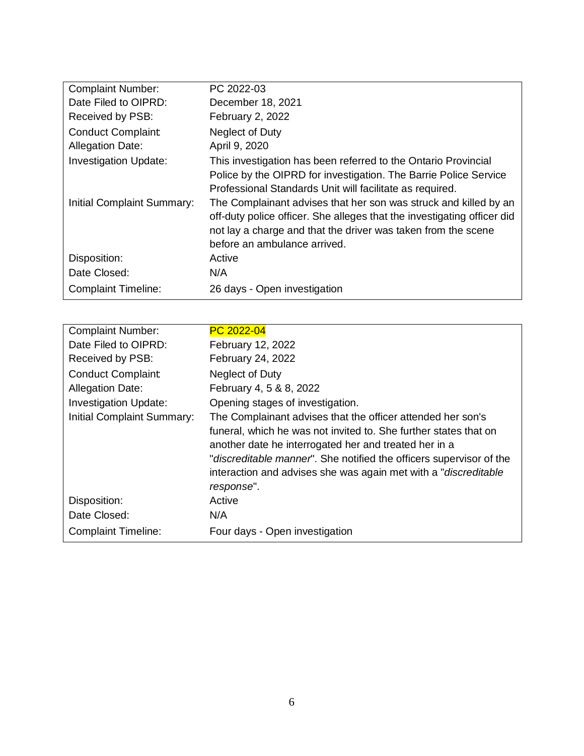| | |
|---|---|
| Complaint Number: | PC 2022-03 |
| Date Filed to OIPRD: | December 18, 2021 |
| Received by PSB: | February 2, 2022 |
| Conduct Complaint: | Neglect of Duty |
| Allegation Date: | April 9, 2020 |
| Investigation Update: | This investigation has been referred to the Ontario Provincial Police by the OIPRD for investigation. The Barrie Police Service Professional Standards Unit will facilitate as required. |
| Initial Complaint Summary: | The Complainant advises that her son was struck and killed by an off-duty police officer. She alleges that the investigating officer did not lay a charge and that the driver was taken from the scene before an ambulance arrived. |
| Disposition: | Active |
| Date Closed: | N/A |
| Complaint Timeline: | 26 days - Open investigation |

| | |
|---|---|
| Complaint Number: | PC 2022-04 |
| Date Filed to OIPRD: | February 12, 2022 |
| Received by PSB: | February 24, 2022 |
| Conduct Complaint: | Neglect of Duty |
| Allegation Date: | February 4, 5 & 8, 2022 |
| Investigation Update: | Opening stages of investigation. |
| Initial Complaint Summary: | The Complainant advises that the officer attended her son's funeral, which he was not invited to. She further states that on another date he interrogated her and treated her in a "*discreditable manner*". She notified the officers supervisor of the interaction and advises she was again met with a "*discreditable response*". |
| Disposition: | Active |
| Date Closed: | N/A |
| Complaint Timeline: | Four days - Open investigation |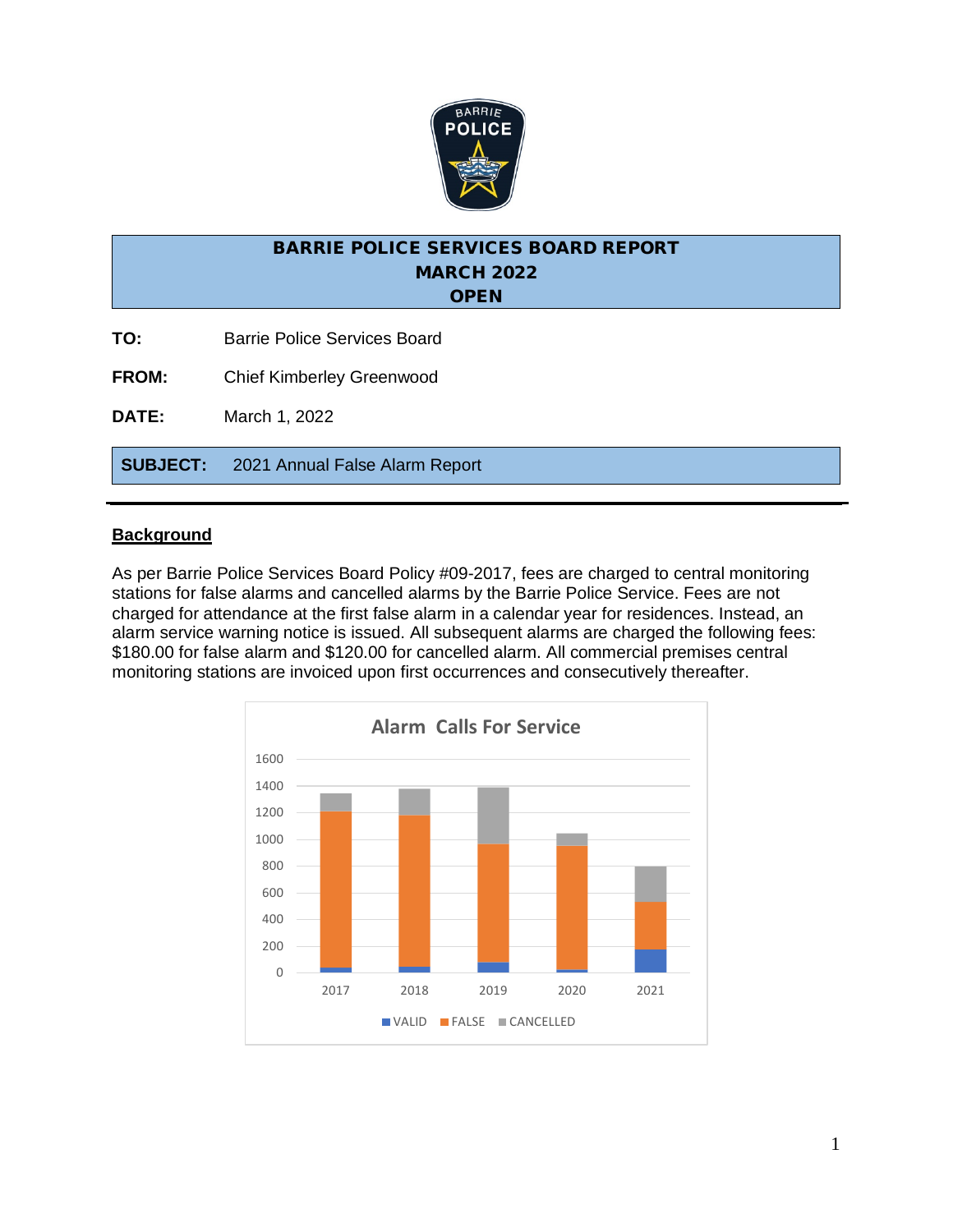**BARRIE POLICE SERVICES BOARD REPORT**
**MARCH 2022**
**OPEN**

**TO:** Barrie Police Services Board

**FROM:** Chief Kimberley Greenwood

**DATE:** March 1, 2022

**SUBJECT:** 2021 Annual False Alarm Report

## Background

As per Barrie Police Services Board Policy #09-2017, fees are charged to central monitoring stations for false alarms and cancelled alarms by the Barrie Police Service. Fees are not charged for attendance at the first false alarm in a calendar year for residences. Instead, an alarm service warning notice is issued. All subsequent alarms are charged the following fees: $180.00 for false alarm and $120.00 for cancelled alarm. All commercial premises central monitoring stations are invoiced upon first occurrences and consecutively thereafter.

Alarm Calls For Service

(Stacked bar chart, 2017–2021; legend: VALID, FALSE, CANCELLED)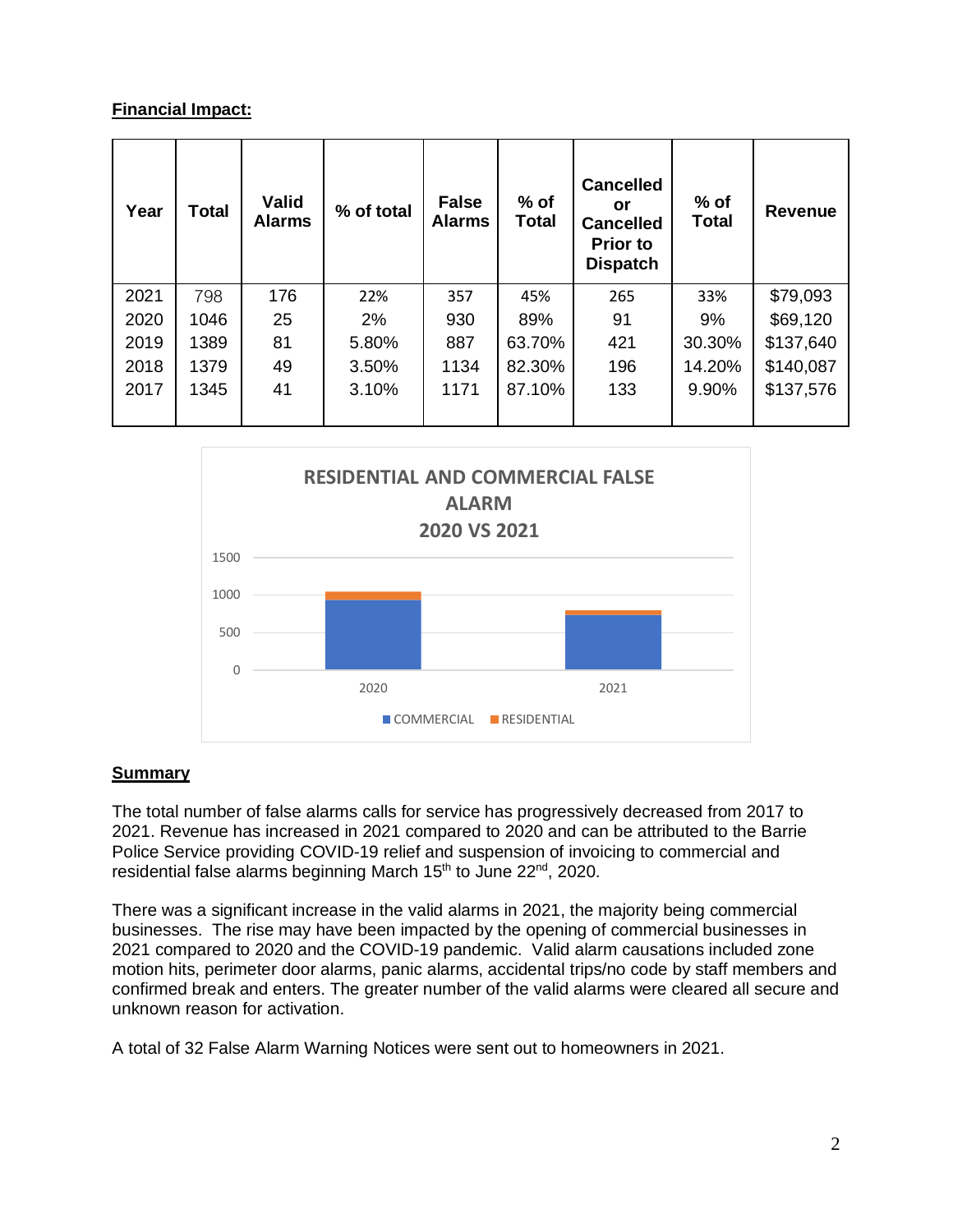**Financial Impact:**

| Year | Total | Valid Alarms | % of total | False Alarms | % of Total | Cancelled or Cancelled Prior to Dispatch | % of Total | Revenue |
|---|---|---|---|---|---|---|---|---|
| 2021 | 798 | 176 | 22% | 357 | 45% | 265 | 33% | $79,093 |
| 2020 | 1046 | 25 | 2% | 930 | 89% | 91 | 9% | $69,120 |
| 2019 | 1389 | 81 | 5.80% | 887 | 63.70% | 421 | 30.30% | $137,640 |
| 2018 | 1379 | 49 | 3.50% | 1134 | 82.30% | 196 | 14.20% | $140,087 |
| 2017 | 1345 | 41 | 3.10% | 1171 | 87.10% | 133 | 9.90% | $137,576 |

RESIDENTIAL AND COMMERCIAL FALSE ALARM 2020 VS 2021

**Summary**

The total number of false alarms calls for service has progressively decreased from 2017 to 2021. Revenue has increased in 2021 compared to 2020 and can be attributed to the Barrie Police Service providing COVID-19 relief and suspension of invoicing to commercial and residential false alarms beginning March 15th to June 22nd, 2020.

There was a significant increase in the valid alarms in 2021, the majority being commercial businesses. The rise may have been impacted by the opening of commercial businesses in 2021 compared to 2020 and the COVID-19 pandemic. Valid alarm causations included zone motion hits, perimeter door alarms, panic alarms, accidental trips/no code by staff members and confirmed break and enters. The greater number of the valid alarms were cleared all secure and unknown reason for activation.

A total of 32 False Alarm Warning Notices were sent out to homeowners in 2021.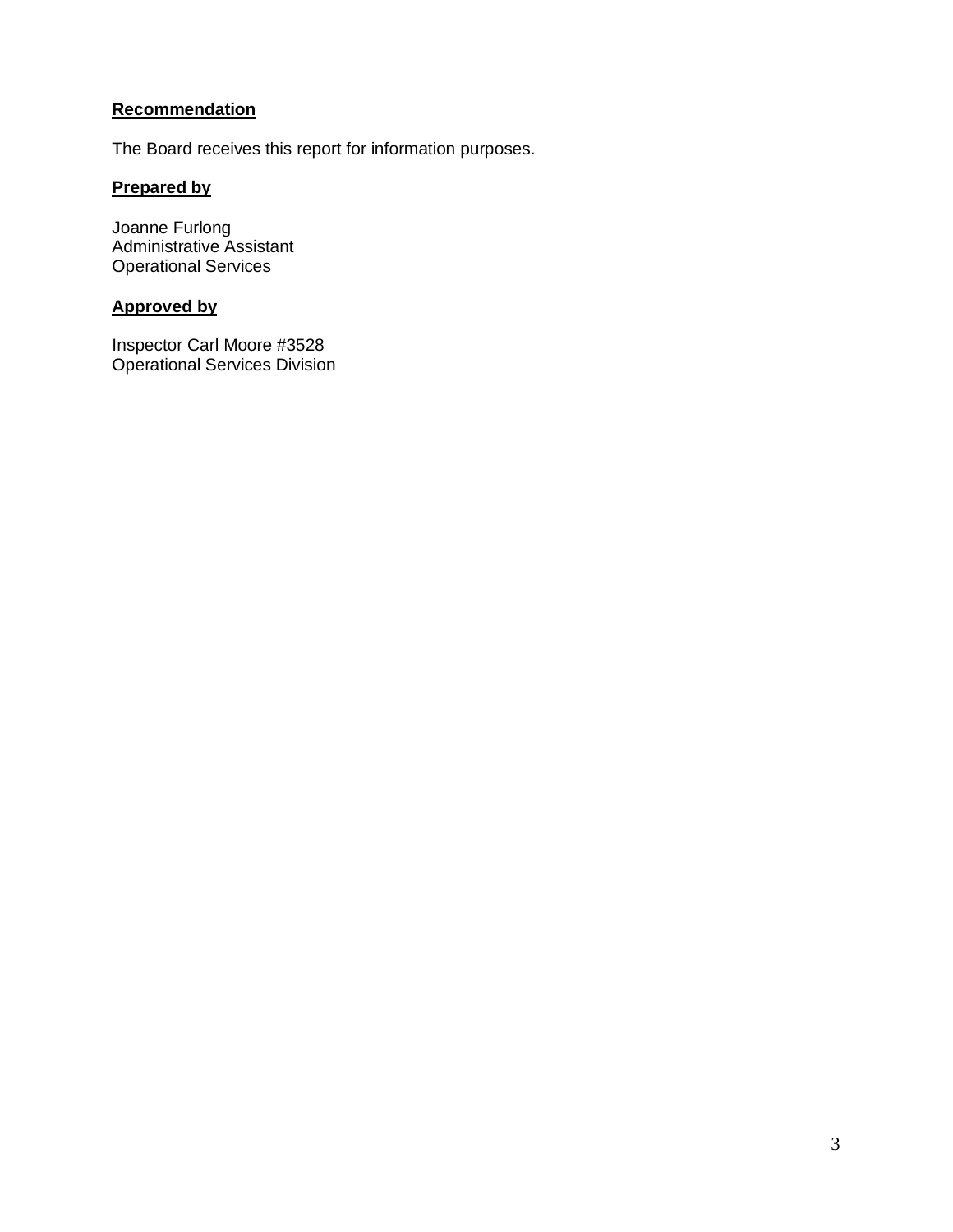**Recommendation**

The Board receives this report for information purposes.

**Prepared by**

Joanne Furlong
Administrative Assistant
Operational Services

**Approved by**

Inspector Carl Moore #3528
Operational Services Division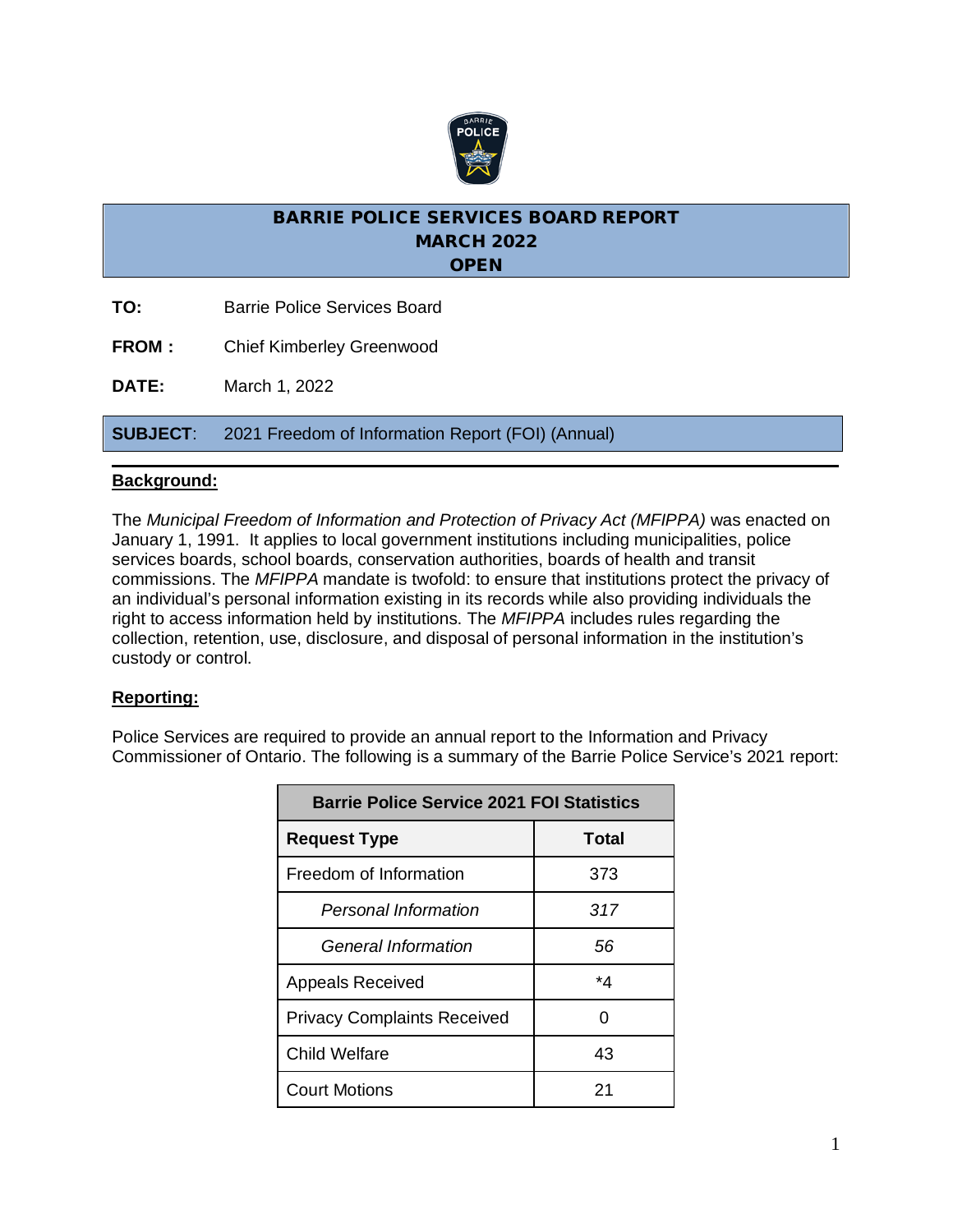# BARRIE POLICE SERVICES BOARD REPORT
## MARCH 2022
## OPEN

**TO:** Barrie Police Services Board

**FROM :** Chief Kimberley Greenwood

**DATE:** March 1, 2022

**SUBJECT**: 2021 Freedom of Information Report (FOI) (Annual)

---

**Background:**

The *Municipal Freedom of Information and Protection of Privacy Act (MFIPPA)* was enacted on January 1, 1991. It applies to local government institutions including municipalities, police services boards, school boards, conservation authorities, boards of health and transit commissions. The *MFIPPA* mandate is twofold: to ensure that institutions protect the privacy of an individual's personal information existing in its records while also providing individuals the right to access information held by institutions. The *MFIPPA* includes rules regarding the collection, retention, use, disclosure, and disposal of personal information in the institution's custody or control.

**Reporting:**

Police Services are required to provide an annual report to the Information and Privacy Commissioner of Ontario. The following is a summary of the Barrie Police Service's 2021 report:

| Barrie Police Service 2021 FOI Statistics | |
|---|---|
| **Request Type** | **Total** |
| Freedom of Information | 373 |
| *Personal Information* | *317* |
| *General Information* | *56* |
| Appeals Received | *4 |
| Privacy Complaints Received | 0 |
| Child Welfare | 43 |
| Court Motions | 21 |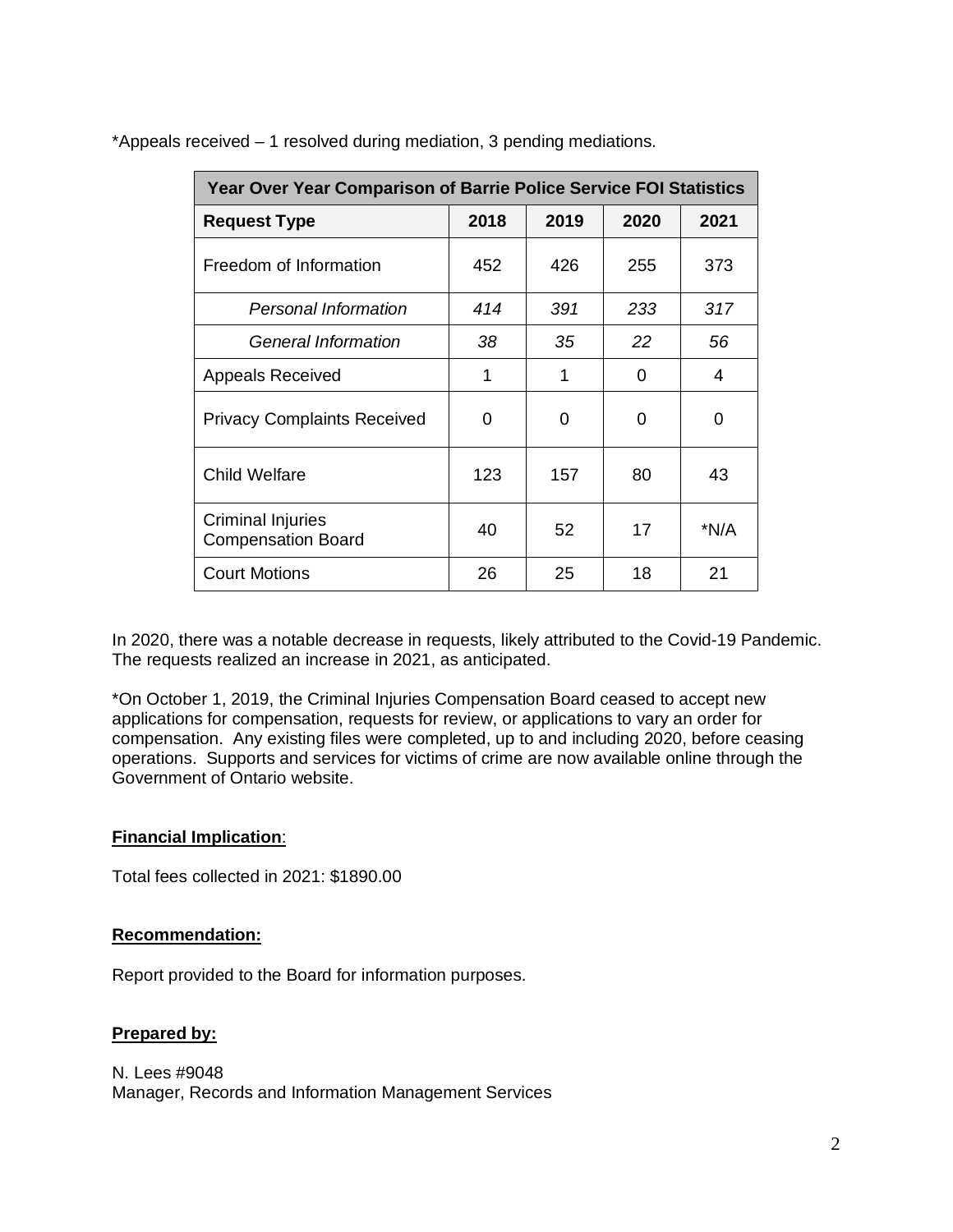*Appeals received – 1 resolved during mediation, 3 pending mediations.

| Year Over Year Comparison of Barrie Police Service FOI Statistics | | | | |
|---|---|---|---|---|
| **Request Type** | **2018** | **2019** | **2020** | **2021** |
| Freedom of Information | 452 | 426 | 255 | 373 |
| *Personal Information* | *414* | *391* | *233* | *317* |
| *General Information* | *38* | *35* | *22* | *56* |
| Appeals Received | 1 | 1 | 0 | 4 |
| Privacy Complaints Received | 0 | 0 | 0 | 0 |
| Child Welfare | 123 | 157 | 80 | 43 |
| Criminal Injuries Compensation Board | 40 | 52 | 17 | *N/A |
| Court Motions | 26 | 25 | 18 | 21 |

In 2020, there was a notable decrease in requests, likely attributed to the Covid-19 Pandemic. The requests realized an increase in 2021, as anticipated.

*On October 1, 2019, the Criminal Injuries Compensation Board ceased to accept new applications for compensation, requests for review, or applications to vary an order for compensation. Any existing files were completed, up to and including 2020, before ceasing operations. Supports and services for victims of crime are now available online through the Government of Ontario website.

**Financial Implication**:

Total fees collected in 2021: $1890.00

**Recommendation:**

Report provided to the Board for information purposes.

**Prepared by:**

N. Lees #9048
Manager, Records and Information Management Services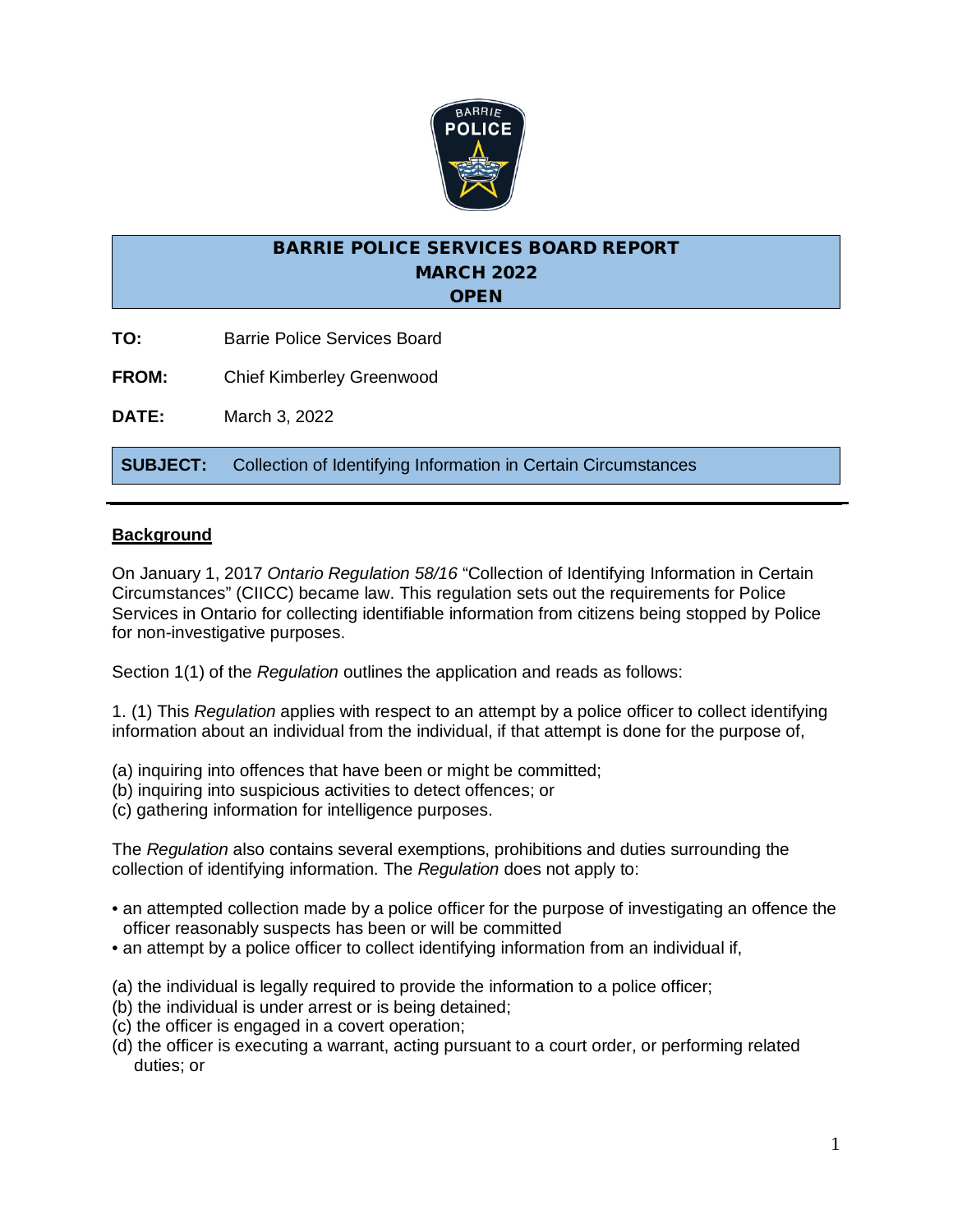# BARRIE POLICE SERVICES BOARD REPORT
## MARCH 2022
## OPEN

**TO:** Barrie Police Services Board

**FROM:** Chief Kimberley Greenwood

**DATE:** March 3, 2022

**SUBJECT:** Collection of Identifying Information in Certain Circumstances

---

**Background**

On January 1, 2017 *Ontario Regulation 58/16* "Collection of Identifying Information in Certain Circumstances" (CIICC) became law. This regulation sets out the requirements for Police Services in Ontario for collecting identifiable information from citizens being stopped by Police for non-investigative purposes.

Section 1(1) of the *Regulation* outlines the application and reads as follows:

1. (1) This *Regulation* applies with respect to an attempt by a police officer to collect identifying information about an individual from the individual, if that attempt is done for the purpose of,

(a) inquiring into offences that have been or might be committed;
(b) inquiring into suspicious activities to detect offences; or
(c) gathering information for intelligence purposes.

The *Regulation* also contains several exemptions, prohibitions and duties surrounding the collection of identifying information. The *Regulation* does not apply to:

- an attempted collection made by a police officer for the purpose of investigating an offence the officer reasonably suspects has been or will be committed
- an attempt by a police officer to collect identifying information from an individual if,

(a) the individual is legally required to provide the information to a police officer;
(b) the individual is under arrest or is being detained;
(c) the officer is engaged in a covert operation;
(d) the officer is executing a warrant, acting pursuant to a court order, or performing related duties; or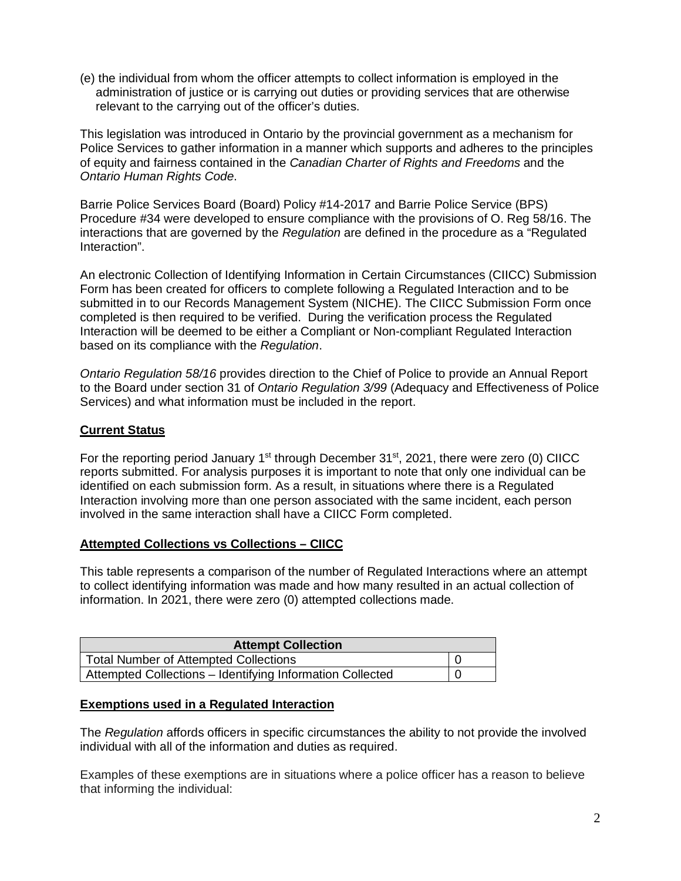(e) the individual from whom the officer attempts to collect information is employed in the administration of justice or is carrying out duties or providing services that are otherwise relevant to the carrying out of the officer's duties.

This legislation was introduced in Ontario by the provincial government as a mechanism for Police Services to gather information in a manner which supports and adheres to the principles of equity and fairness contained in the *Canadian Charter of Rights and Freedoms* and the *Ontario Human Rights Code*.

Barrie Police Services Board (Board) Policy #14-2017 and Barrie Police Service (BPS) Procedure #34 were developed to ensure compliance with the provisions of O. Reg 58/16. The interactions that are governed by the *Regulation* are defined in the procedure as a "Regulated Interaction".

An electronic Collection of Identifying Information in Certain Circumstances (CIICC) Submission Form has been created for officers to complete following a Regulated Interaction and to be submitted in to our Records Management System (NICHE). The CIICC Submission Form once completed is then required to be verified. During the verification process the Regulated Interaction will be deemed to be either a Compliant or Non-compliant Regulated Interaction based on its compliance with the *Regulation*.

*Ontario Regulation 58/16* provides direction to the Chief of Police to provide an Annual Report to the Board under section 31 of *Ontario Regulation 3/99* (Adequacy and Effectiveness of Police Services) and what information must be included in the report.

**Current Status**

For the reporting period January 1st through December 31st, 2021, there were zero (0) CIICC reports submitted. For analysis purposes it is important to note that only one individual can be identified on each submission form. As a result, in situations where there is a Regulated Interaction involving more than one person associated with the same incident, each person involved in the same interaction shall have a CIICC Form completed.

**Attempted Collections vs Collections – CIICC**

This table represents a comparison of the number of Regulated Interactions where an attempt to collect identifying information was made and how many resulted in an actual collection of information. In 2021, there were zero (0) attempted collections made.

| Attempt Collection | |
|---|---|
| Total Number of Attempted Collections | 0 |
| Attempted Collections – Identifying Information Collected | 0 |

**Exemptions used in a Regulated Interaction**

The *Regulation* affords officers in specific circumstances the ability to not provide the involved individual with all of the information and duties as required.

Examples of these exemptions are in situations where a police officer has a reason to believe that informing the individual: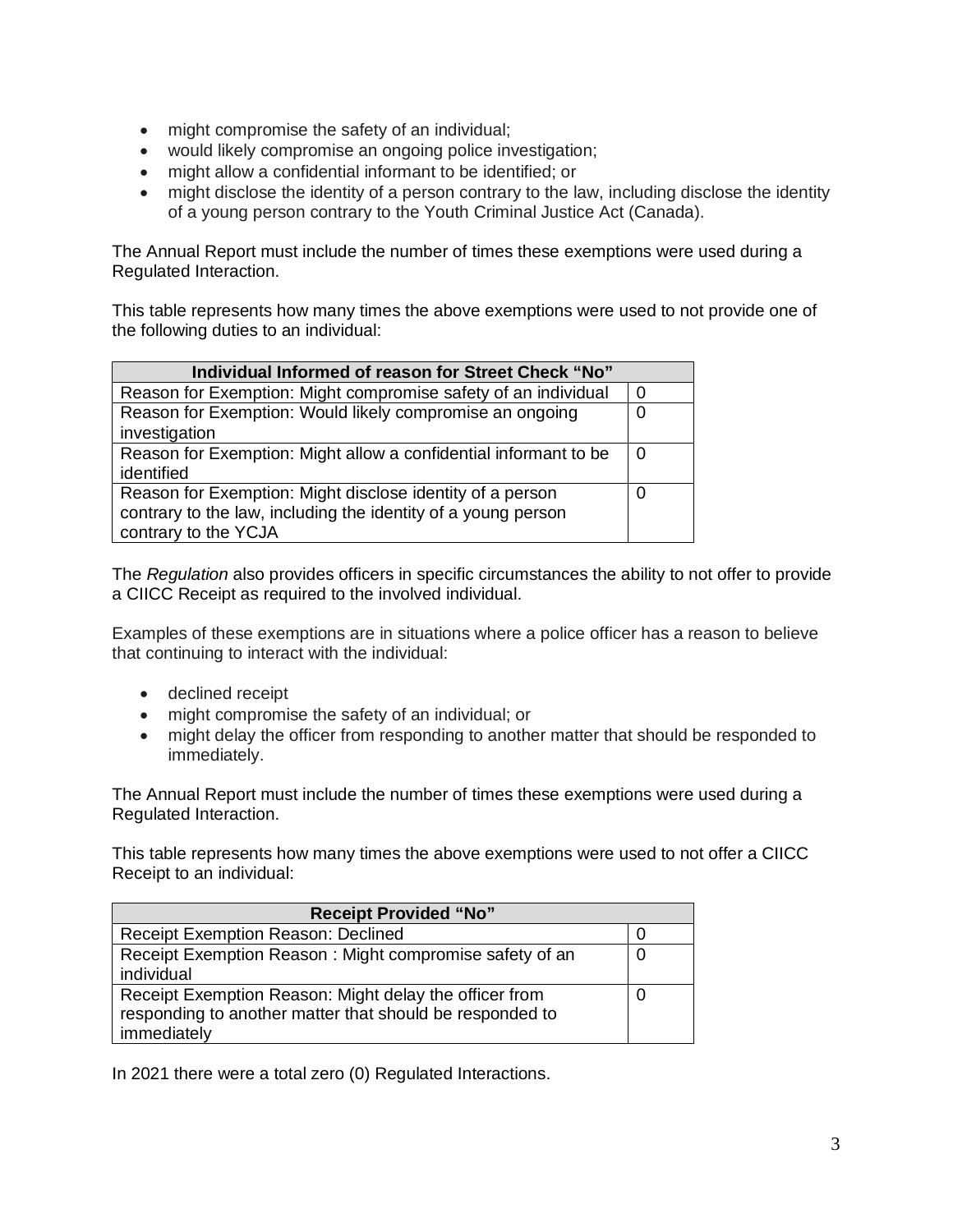- might compromise the safety of an individual;
- would likely compromise an ongoing police investigation;
- might allow a confidential informant to be identified; or
- might disclose the identity of a person contrary to the law, including disclose the identity of a young person contrary to the Youth Criminal Justice Act (Canada).

The Annual Report must include the number of times these exemptions were used during a Regulated Interaction.

This table represents how many times the above exemptions were used to not provide one of the following duties to an individual:

| Individual Informed of reason for Street Check "No" | |
|---|---|
| Reason for Exemption: Might compromise safety of an individual | 0 |
| Reason for Exemption: Would likely compromise an ongoing investigation | 0 |
| Reason for Exemption: Might allow a confidential informant to be identified | 0 |
| Reason for Exemption: Might disclose identity of a person contrary to the law, including the identity of a young person contrary to the YCJA | 0 |

The *Regulation* also provides officers in specific circumstances the ability to not offer to provide a CIICC Receipt as required to the involved individual.

Examples of these exemptions are in situations where a police officer has a reason to believe that continuing to interact with the individual:

- declined receipt
- might compromise the safety of an individual; or
- might delay the officer from responding to another matter that should be responded to immediately.

The Annual Report must include the number of times these exemptions were used during a Regulated Interaction.

This table represents how many times the above exemptions were used to not offer a CIICC Receipt to an individual:

| Receipt Provided "No" | |
|---|---|
| Receipt Exemption Reason: Declined | 0 |
| Receipt Exemption Reason : Might compromise safety of an individual | 0 |
| Receipt Exemption Reason: Might delay the officer from responding to another matter that should be responded to immediately | 0 |

In 2021 there were a total zero (0) Regulated Interactions.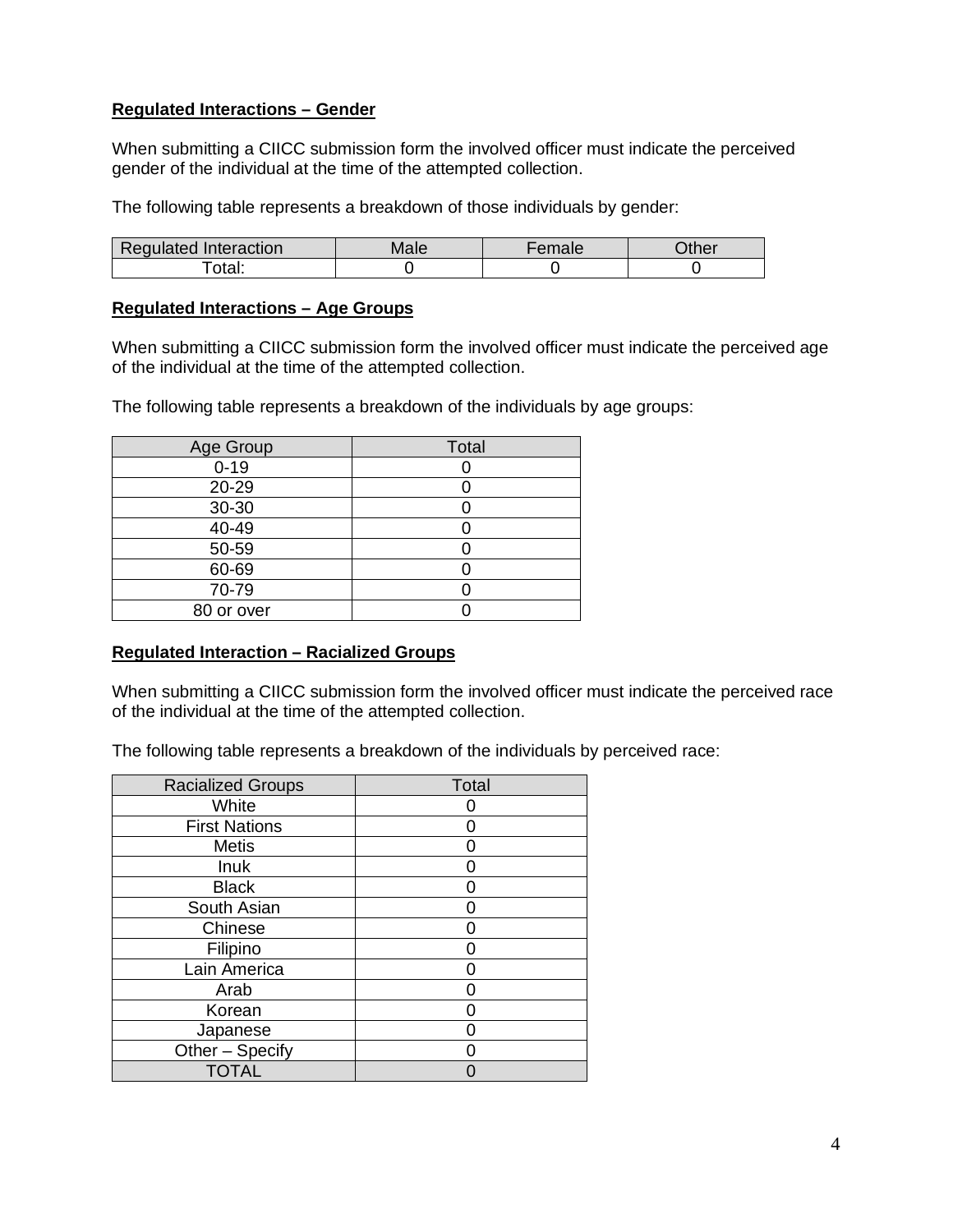**Regulated Interactions – Gender**

When submitting a CIICC submission form the involved officer must indicate the perceived gender of the individual at the time of the attempted collection.

The following table represents a breakdown of those individuals by gender:

| Regulated Interaction | Male | Female | Other |
|---|---|---|---|
| Total: | 0 | 0 | 0 |

**Regulated Interactions – Age Groups**

When submitting a CIICC submission form the involved officer must indicate the perceived age of the individual at the time of the attempted collection.

The following table represents a breakdown of the individuals by age groups:

| Age Group | Total |
|---|---|
| 0-19 | 0 |
| 20-29 | 0 |
| 30-30 | 0 |
| 40-49 | 0 |
| 50-59 | 0 |
| 60-69 | 0 |
| 70-79 | 0 |
| 80 or over | 0 |

**Regulated Interaction – Racialized Groups**

When submitting a CIICC submission form the involved officer must indicate the perceived race of the individual at the time of the attempted collection.

The following table represents a breakdown of the individuals by perceived race:

| Racialized Groups | Total |
|---|---|
| White | 0 |
| First Nations | 0 |
| Metis | 0 |
| Inuk | 0 |
| Black | 0 |
| South Asian | 0 |
| Chinese | 0 |
| Filipino | 0 |
| Lain America | 0 |
| Arab | 0 |
| Korean | 0 |
| Japanese | 0 |
| Other – Specify | 0 |
| TOTAL | 0 |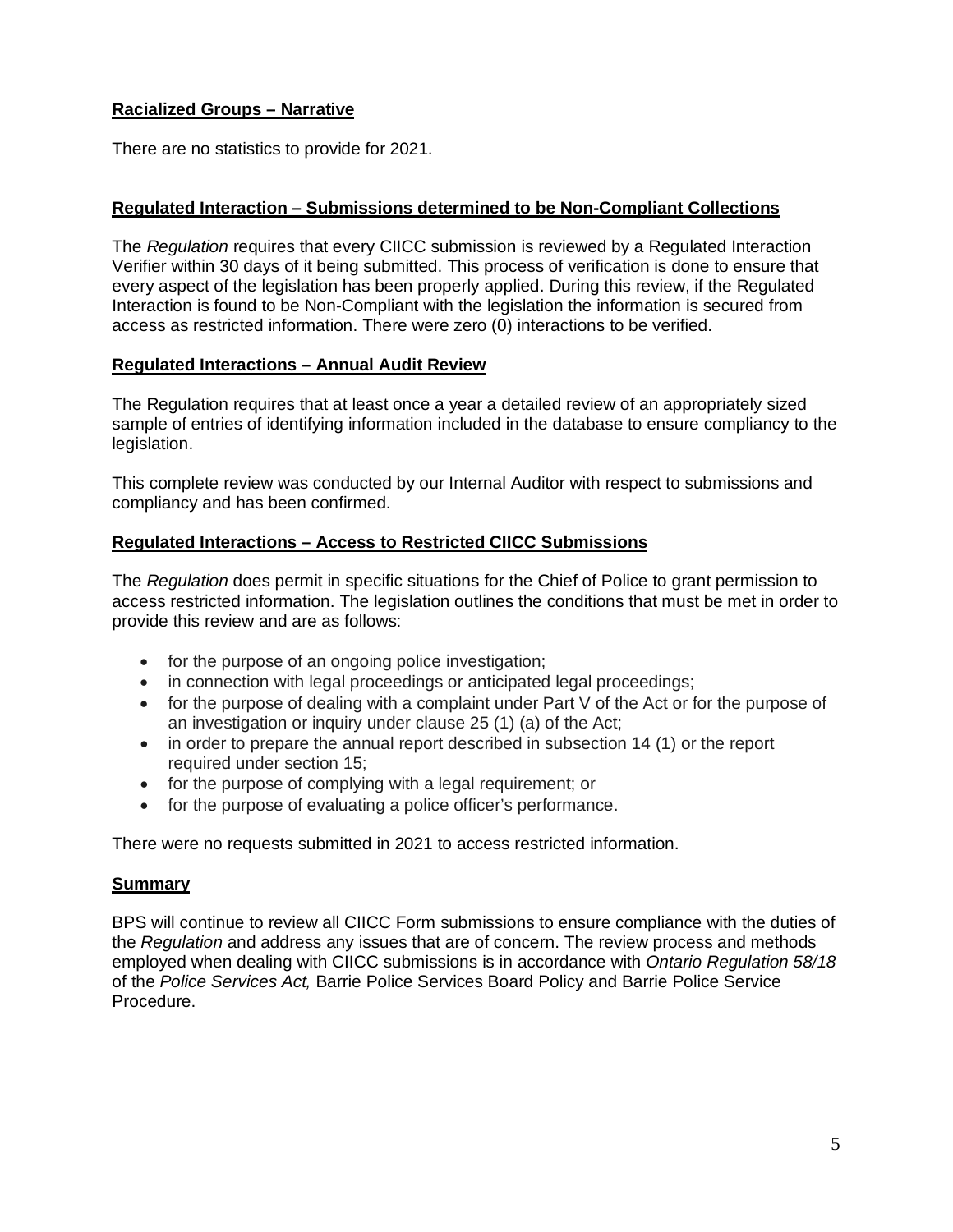**Racialized Groups – Narrative**

There are no statistics to provide for 2021.

**Regulated Interaction – Submissions determined to be Non-Compliant Collections**

The *Regulation* requires that every CIICC submission is reviewed by a Regulated Interaction Verifier within 30 days of it being submitted. This process of verification is done to ensure that every aspect of the legislation has been properly applied. During this review, if the Regulated Interaction is found to be Non-Compliant with the legislation the information is secured from access as restricted information. There were zero (0) interactions to be verified.

**Regulated Interactions – Annual Audit Review**

The Regulation requires that at least once a year a detailed review of an appropriately sized sample of entries of identifying information included in the database to ensure compliancy to the legislation.

This complete review was conducted by our Internal Auditor with respect to submissions and compliancy and has been confirmed.

**Regulated Interactions – Access to Restricted CIICC Submissions**

The *Regulation* does permit in specific situations for the Chief of Police to grant permission to access restricted information. The legislation outlines the conditions that must be met in order to provide this review and are as follows:

- for the purpose of an ongoing police investigation;
- in connection with legal proceedings or anticipated legal proceedings;
- for the purpose of dealing with a complaint under Part V of the Act or for the purpose of an investigation or inquiry under clause 25 (1) (a) of the Act;
- in order to prepare the annual report described in subsection 14 (1) or the report required under section 15;
- for the purpose of complying with a legal requirement; or
- for the purpose of evaluating a police officer's performance.

There were no requests submitted in 2021 to access restricted information.

**Summary**

BPS will continue to review all CIICC Form submissions to ensure compliance with the duties of the *Regulation* and address any issues that are of concern. The review process and methods employed when dealing with CIICC submissions is in accordance with *Ontario Regulation 58/18* of the *Police Services Act,* Barrie Police Services Board Policy and Barrie Police Service Procedure.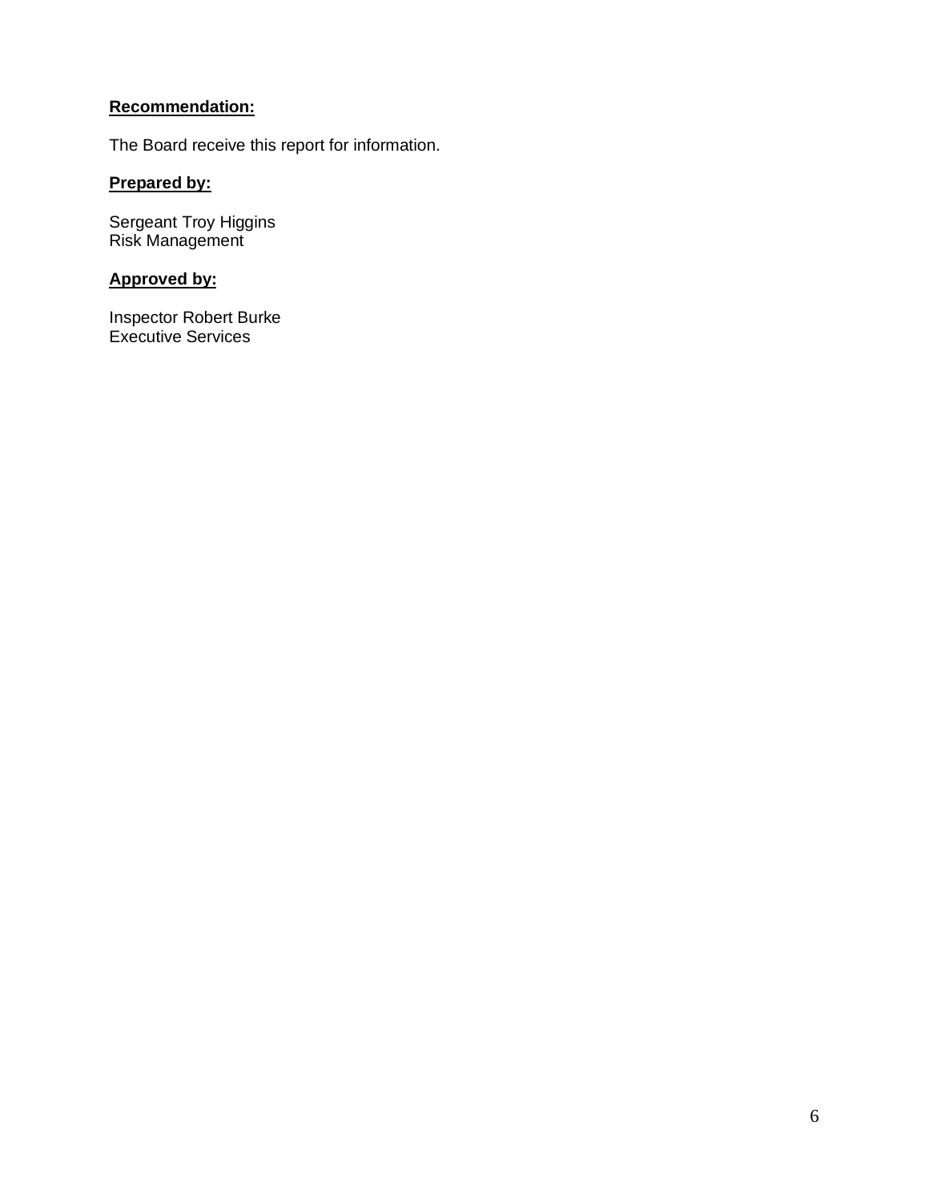**Recommendation:**

The Board receive this report for information.

**Prepared by:**

Sergeant Troy Higgins
Risk Management

**Approved by:**

Inspector Robert Burke
Executive Services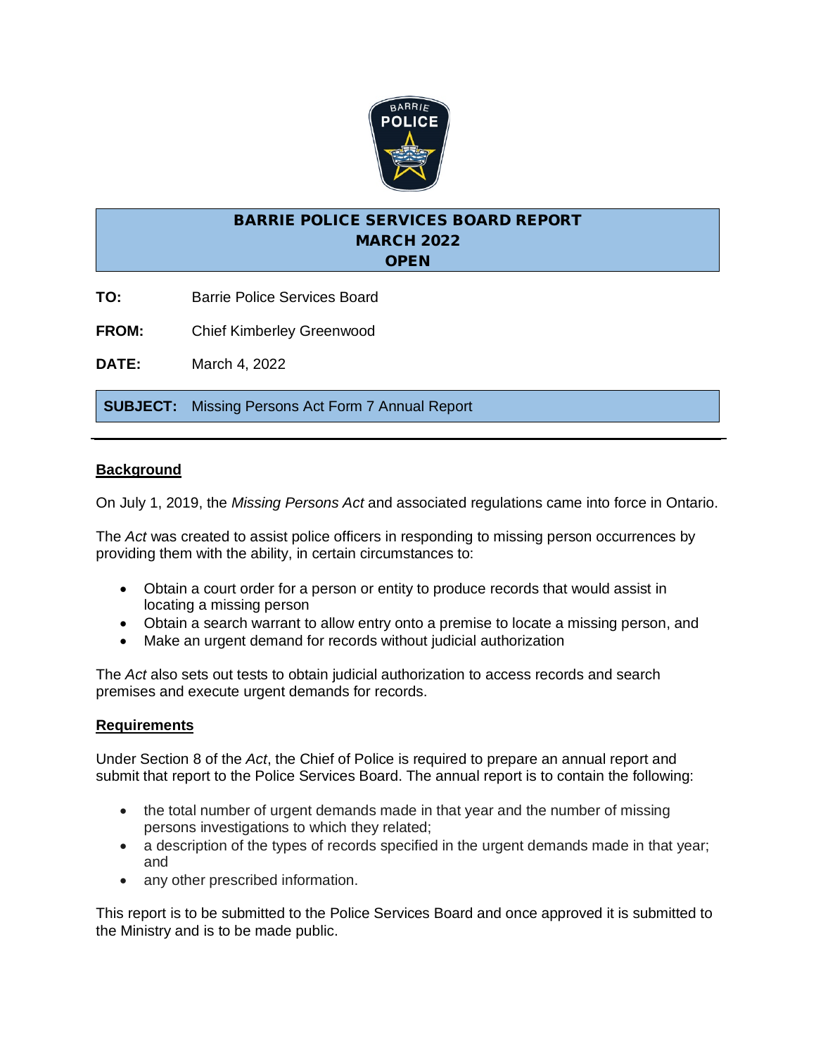# BARRIE POLICE SERVICES BOARD REPORT
## MARCH 2022
## OPEN

**TO:** Barrie Police Services Board

**FROM:** Chief Kimberley Greenwood

**DATE:** March 4, 2022

**SUBJECT:** Missing Persons Act Form 7 Annual Report

---

**Background**

On July 1, 2019, the *Missing Persons Act* and associated regulations came into force in Ontario.

The *Act* was created to assist police officers in responding to missing person occurrences by providing them with the ability, in certain circumstances to:

- Obtain a court order for a person or entity to produce records that would assist in locating a missing person
- Obtain a search warrant to allow entry onto a premise to locate a missing person, and
- Make an urgent demand for records without judicial authorization

The *Act* also sets out tests to obtain judicial authorization to access records and search premises and execute urgent demands for records.

**Requirements**

Under Section 8 of the *Act*, the Chief of Police is required to prepare an annual report and submit that report to the Police Services Board. The annual report is to contain the following:

- the total number of urgent demands made in that year and the number of missing persons investigations to which they related;
- a description of the types of records specified in the urgent demands made in that year; and
- any other prescribed information.

This report is to be submitted to the Police Services Board and once approved it is submitted to the Ministry and is to be made public.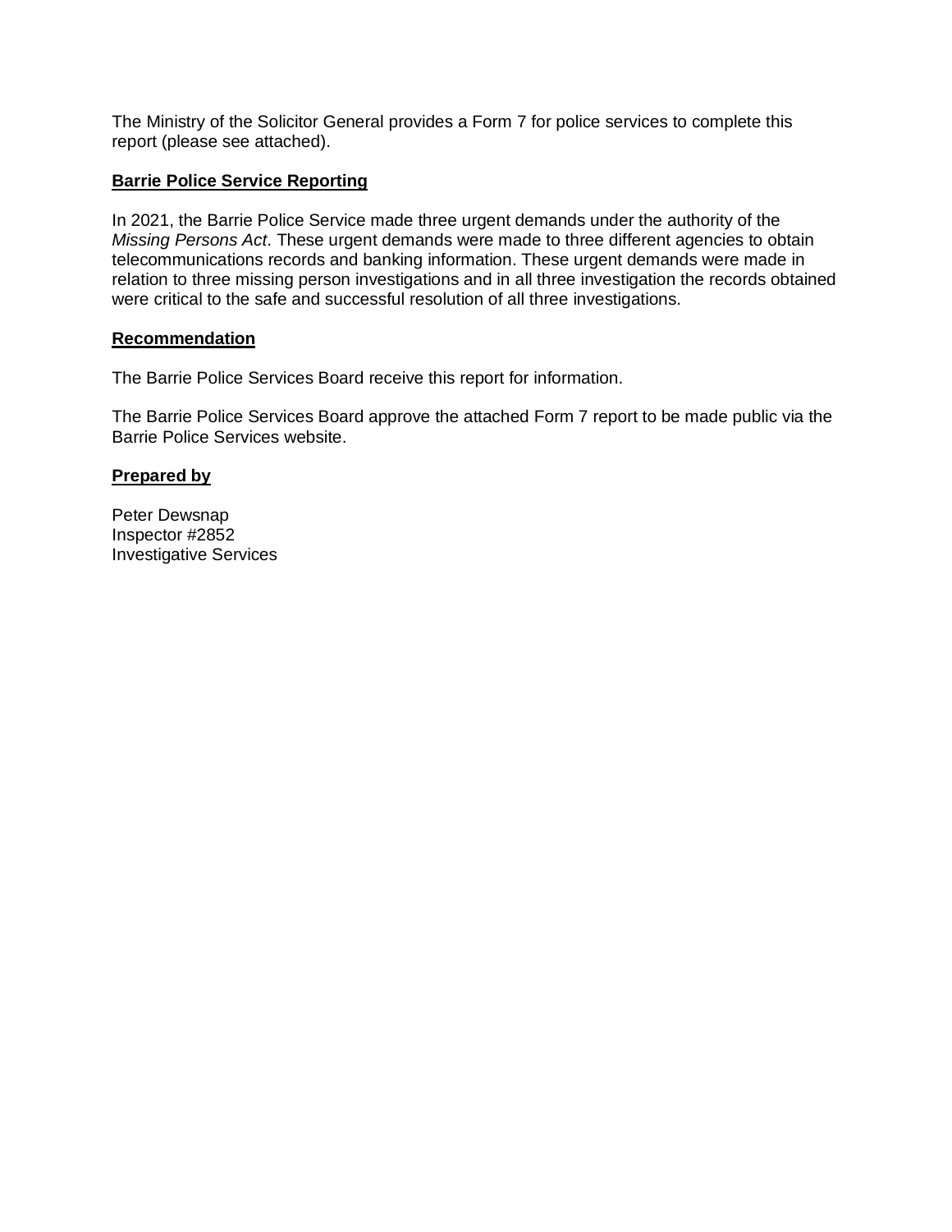The Ministry of the Solicitor General provides a Form 7 for police services to complete this report (please see attached).

**Barrie Police Service Reporting**

In 2021, the Barrie Police Service made three urgent demands under the authority of the *Missing Persons Act*. These urgent demands were made to three different agencies to obtain telecommunications records and banking information. These urgent demands were made in relation to three missing person investigations and in all three investigation the records obtained were critical to the safe and successful resolution of all three investigations.

**Recommendation**

The Barrie Police Services Board receive this report for information.

The Barrie Police Services Board approve the attached Form 7 report to be made public via the Barrie Police Services website.

**Prepared by**

Peter Dewsnap
Inspector #2852
Investigative Services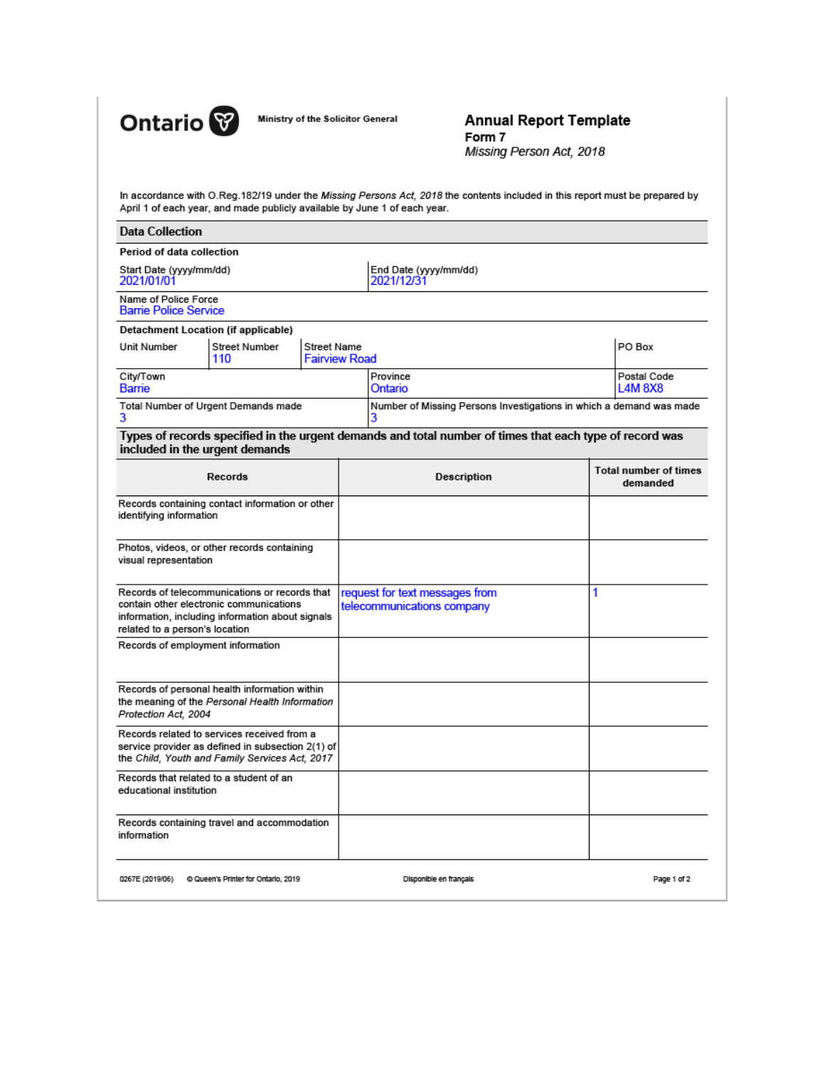**Ontario** Ministry of the Solicitor General

# Annual Report Template

**Form 7**

*Missing Person Act, 2018*

In accordance with O.Reg.182/19 under the *Missing Persons Act, 2018* the contents included in this report must be prepared by April 1 of each year, and made publicly available by June 1 of each year.

## Data Collection

**Period of data collection**

| Start Date (yyyy/mm/dd) | End Date (yyyy/mm/dd) |
|---|---|
| 2021/01/01 | 2021/12/31 |

Name of Police Force
Barrie Police Service

**Detachment Location (if applicable)**

| Unit Number | Street Number | Street Name | PO Box |
|---|---|---|---|
| | 110 | Fairview Road | |

| City/Town | Province | Postal Code |
|---|---|---|
| Barrie | Ontario | L4M 8X8 |

| Total Number of Urgent Demands made | Number of Missing Persons Investigations in which a demand was made |
|---|---|
| 3 | 3 |

## Types of records specified in the urgent demands and total number of times that each type of record was included in the urgent demands

| Records | Description | Total number of times demanded |
|---|---|---|
| Records containing contact information or other identifying information | | |
| Photos, videos, or other records containing visual representation | | |
| Records of telecommunications or records that contain other electronic communications information, including information about signals related to a person's location | request for text messages from telecommunications company | 1 |
| Records of employment information | | |
| Records of personal health information within the meaning of the *Personal Health Information Protection Act, 2004* | | |
| Records related to services received from a service provider as defined in subsection 2(1) of the *Child, Youth and Family Services Act, 2017* | | |
| Records that related to a student of an educational institution | | |
| Records containing travel and accommodation information | | |

0267E (2019/06) © Queen's Printer for Ontario, 2019 Disponible en français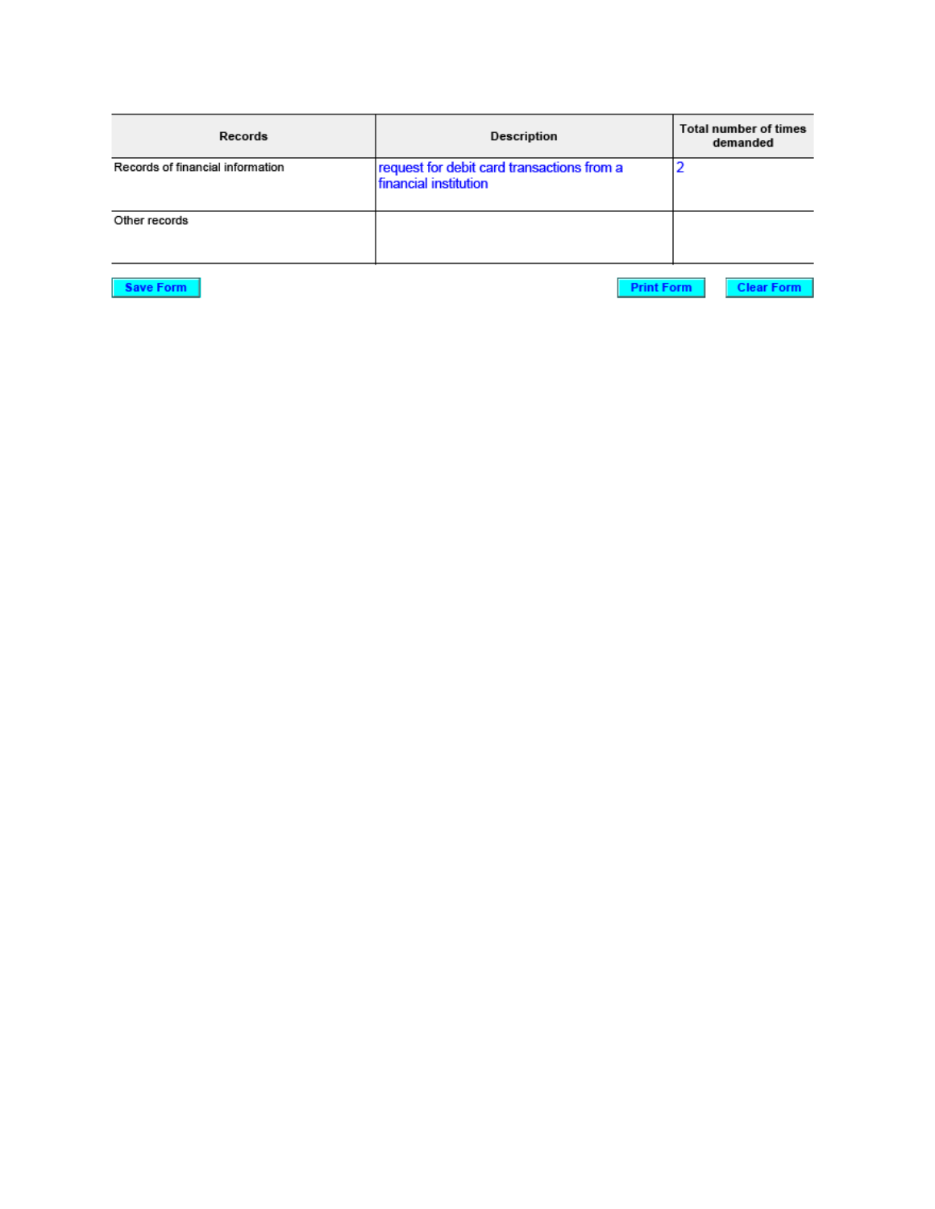| Records | Description | Total number of times demanded |
|---|---|---|
| Records of financial information | request for debit card transactions from a financial institution | 2 |
| Other records | | |

Save Form

Print Form

Clear Form